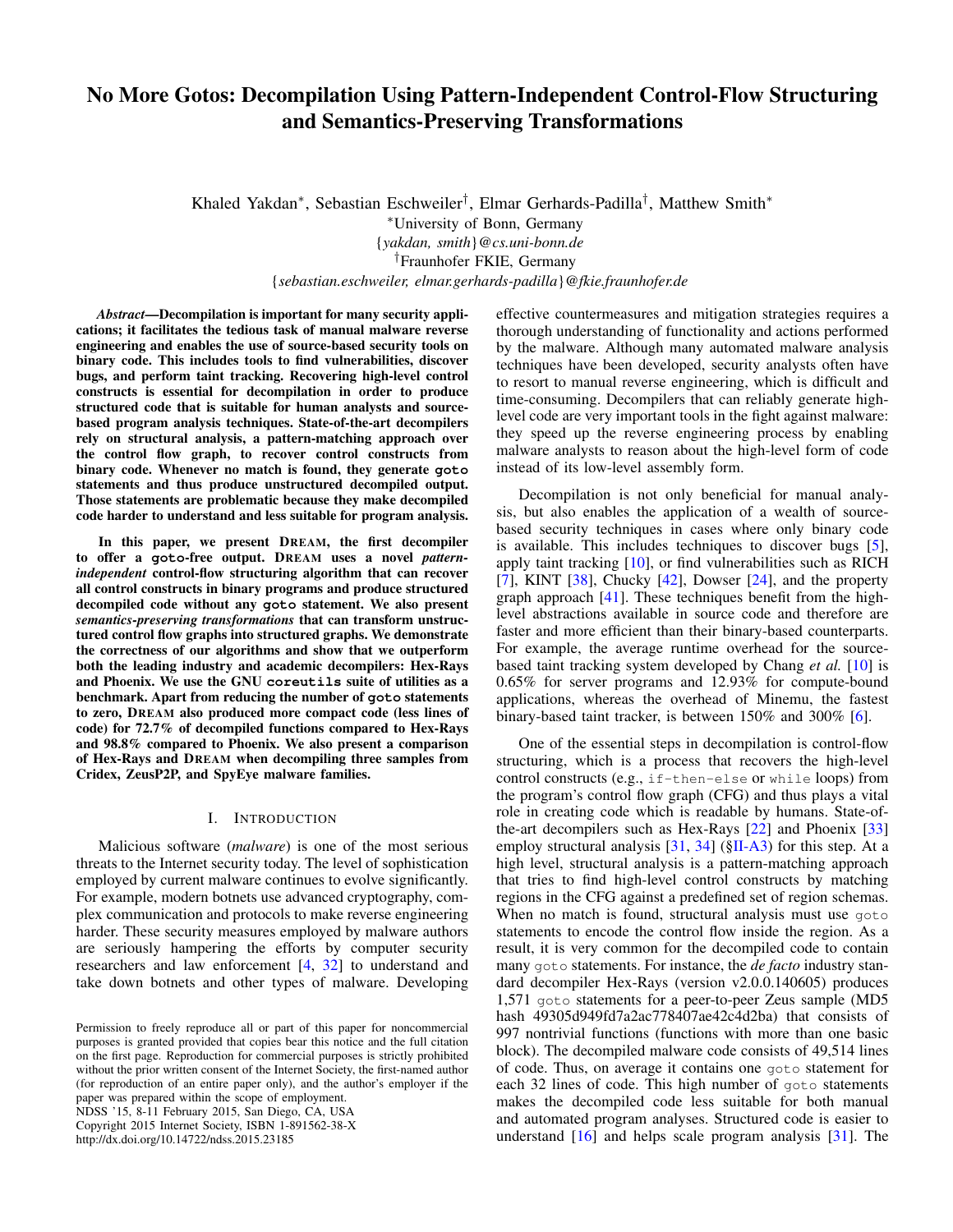# No More Gotos: Decompilation Using Pattern-Independent Control-Flow Structuring and Semantics-Preserving Transformations

Khaled Yakdan[*], Sebastian Eschweiler[†], Elmar Gerhards-Padilla[†], Matthew Smith[*]

[*]University of Bonn, Germany
{*yakdan, smith*}*@cs.uni-bonn.de*
[†]Fraunhofer FKIE, Germany
{*sebastian.eschweiler, elmar.gerhards-padilla*}*@fkie.fraunhofer.de*

***Abstract*—Decompilation is important for many security applications; it facilitates the tedious task of manual malware reverse engineering and enables the use of source-based security tools on binary code. This includes tools to find vulnerabilities, discover bugs, and perform taint tracking. Recovering high-level control constructs is essential for decompilation in order to produce structured code that is suitable for human analysts and source-based program analysis techniques. State-of-the-art decompilers rely on structural analysis, a pattern-matching approach over the control flow graph, to recover control constructs from binary code. Whenever no match is found, they generate `goto` statements and thus produce unstructured decompiled output. Those statements are problematic because they make decompiled code harder to understand and less suitable for program analysis.**

**In this paper, we present DREAM, the first decompiler to offer a `goto`-free output. DREAM uses a novel *pattern-independent* control-flow structuring algorithm that can recover all control constructs in binary programs and produce structured decompiled code without any `goto` statement. We also present *semantics-preserving transformations* that can transform unstructured control flow graphs into structured graphs. We demonstrate the correctness of our algorithms and show that we outperform both the leading industry and academic decompilers: Hex-Rays and Phoenix. We use the GNU `coreutils` suite of utilities as a benchmark. Apart from reducing the number of `goto` statements to zero, DREAM also produced more compact code (less lines of code) for 72.7% of decompiled functions compared to Hex-Rays and 98.8% compared to Phoenix. We also present a comparison of Hex-Rays and DREAM when decompiling three samples from Cridex, ZeusP2P, and SpyEye malware families.**

## I. INTRODUCTION

Malicious software (*malware*) is one of the most serious threats to the Internet security today. The level of sophistication employed by current malware continues to evolve significantly. For example, modern botnets use advanced cryptography, complex communication and protocols to make reverse engineering harder. These security measures employed by malware authors are seriously hampering the efforts by computer security researchers and law enforcement [4, 32] to understand and take down botnets and other types of malware. Developing effective countermeasures and mitigation strategies requires a thorough understanding of functionality and actions performed by the malware. Although many automated malware analysis techniques have been developed, security analysts often have to resort to manual reverse engineering, which is difficult and time-consuming. Decompilers that can reliably generate high-level code are very important tools in the fight against malware: they speed up the reverse engineering process by enabling malware analysts to reason about the high-level form of code instead of its low-level assembly form.

Decompilation is not only beneficial for manual analysis, but also enables the application of a wealth of source-based security techniques in cases where only binary code is available. This includes techniques to discover bugs [5], apply taint tracking [10], or find vulnerabilities such as RICH [7], KINT [38], Chucky [42], Dowser [24], and the property graph approach [41]. These techniques benefit from the high-level abstractions available in source code and therefore are faster and more efficient than their binary-based counterparts. For example, the average runtime overhead for the source-based taint tracking system developed by Chang *et al.* [10] is 0.65% for server programs and 12.93% for compute-bound applications, whereas the overhead of Minemu, the fastest binary-based taint tracker, is between 150% and 300% [6].

One of the essential steps in decompilation is control-flow structuring, which is a process that recovers the high-level control constructs (e.g., `if-then-else` or `while` loops) from the program's control flow graph (CFG) and thus plays a vital role in creating code which is readable by humans. State-of-the-art decompilers such as Hex-Rays [22] and Phoenix [33] employ structural analysis [31, 34] (§II-A3) for this step. At a high level, structural analysis is a pattern-matching approach that tries to find high-level control constructs by matching regions in the CFG against a predefined set of region schemas. When no match is found, structural analysis must use `goto` statements to encode the control flow inside the region. As a result, it is very common for the decompiled code to contain many `goto` statements. For instance, the *de facto* industry standard decompiler Hex-Rays (version v2.0.0.140605) produces 1,571 `goto` statements for a peer-to-peer Zeus sample (MD5 hash 49305d949fd7a2ac778407ae42c4d2ba) that consists of 997 nontrivial functions (functions with more than one basic block). The decompiled malware code consists of 49,514 lines of code. Thus, on average it contains one `goto` statement for each 32 lines of code. This high number of `goto` statements makes the decompiled code less suitable for both manual and automated program analyses. Structured code is easier to understand [16] and helps scale program analysis [31]. The

Permission to freely reproduce all or part of this paper for noncommercial purposes is granted provided that copies bear this notice and the full citation on the first page. Reproduction for commercial purposes is strictly prohibited without the prior written consent of the Internet Society, the first-named author (for reproduction of an entire paper only), and the author's employer if the paper was prepared within the scope of employment.
NDSS '15, 8-11 February 2015, San Diego, CA, USA
Copyright 2015 Internet Society, ISBN 1-891562-38-X
http://dx.doi.org/10.14722/ndss.2015.23185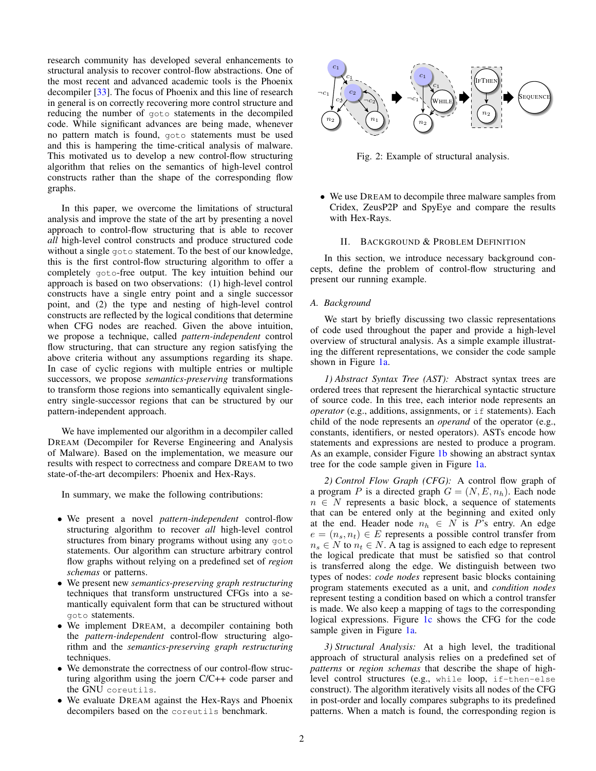research community has developed several enhancements to structural analysis to recover control-flow abstractions. One of the most recent and advanced academic tools is the Phoenix decompiler [33]. The focus of Phoenix and this line of research in general is on correctly recovering more control structure and reducing the number of `goto` statements in the decompiled code. While significant advances are being made, whenever no pattern match is found, `goto` statements must be used and this is hampering the time-critical analysis of malware. This motivated us to develop a new control-flow structuring algorithm that relies on the semantics of high-level control constructs rather than the shape of the corresponding flow graphs.

In this paper, we overcome the limitations of structural analysis and improve the state of the art by presenting a novel approach to control-flow structuring that is able to recover *all* high-level control constructs and produce structured code without a single `goto` statement. To the best of our knowledge, this is the first control-flow structuring algorithm to offer a completely `goto`-free output. The key intuition behind our approach is based on two observations: (1) high-level control constructs have a single entry point and a single successor point, and (2) the type and nesting of high-level control constructs are reflected by the logical conditions that determine when CFG nodes are reached. Given the above intuition, we propose a technique, called *pattern-independent* control flow structuring, that can structure any region satisfying the above criteria without any assumptions regarding its shape. In case of cyclic regions with multiple entries or multiple successors, we propose *semantics-preserving* transformations to transform those regions into semantically equivalent single-entry single-successor regions that can be structured by our pattern-independent approach.

We have implemented our algorithm in a decompiler called DREAM (Decompiler for Reverse Engineering and Analysis of Malware). Based on the implementation, we measure our results with respect to correctness and compare DREAM to two state-of-the-art decompilers: Phoenix and Hex-Rays.

In summary, we make the following contributions:

- We present a novel *pattern-independent* control-flow structuring algorithm to recover *all* high-level control structures from binary programs without using any `goto` statements. Our algorithm can structure arbitrary control flow graphs without relying on a predefined set of *region schemas* or patterns.
- We present new *semantics-preserving graph restructuring* techniques that transform unstructured CFGs into a semantically equivalent form that can be structured without `goto` statements.
- We implement DREAM, a decompiler containing both the *pattern-independent* control-flow structuring algorithm and the *semantics-preserving graph restructuring* techniques.
- We demonstrate the correctness of our control-flow structuring algorithm using the joern C/C++ code parser and the GNU `coreutils`.
- We evaluate DREAM against the Hex-Rays and Phoenix decompilers based on the `coreutils` benchmark.

Fig. 2: Example of structural analysis.

- We use DREAM to decompile three malware samples from Cridex, ZeusP2P and SpyEye and compare the results with Hex-Rays.

## II. Background & Problem Definition

In this section, we introduce necessary background concepts, define the problem of control-flow structuring and present our running example.

### A. Background

We start by briefly discussing two classic representations of code used throughout the paper and provide a high-level overview of structural analysis. As a simple example illustrating the different representations, we consider the code sample shown in Figure 1a.

*1) Abstract Syntax Tree (AST):* Abstract syntax trees are ordered trees that represent the hierarchical syntactic structure of source code. In this tree, each interior node represents an *operator* (e.g., additions, assignments, or `if` statements). Each child of the node represents an *operand* of the operator (e.g., constants, identifiers, or nested operators). ASTs encode how statements and expressions are nested to produce a program. As an example, consider Figure 1b showing an abstract syntax tree for the code sample given in Figure 1a.

*2) Control Flow Graph (CFG):* A control flow graph of a program $P$ is a directed graph $G = (N, E, n_h)$. Each node $n \in N$ represents a basic block, a sequence of statements that can be entered only at the beginning and exited only at the end. Header node $n_h \in N$ is $P$'s entry. An edge $e = (n_s, n_t) \in E$ represents a possible control transfer from $n_s \in N$ to $n_t \in N$. A tag is assigned to each edge to represent the logical predicate that must be satisfied so that control is transferred along the edge. We distinguish between two types of nodes: *code nodes* represent basic blocks containing program statements executed as a unit, and *condition nodes* represent testing a condition based on which a control transfer is made. We also keep a mapping of tags to the corresponding logical expressions. Figure 1c shows the CFG for the code sample given in Figure 1a.

*3) Structural Analysis:* At a high level, the traditional approach of structural analysis relies on a predefined set of *patterns* or *region schemas* that describe the shape of high-level control structures (e.g., `while` loop, `if-then-else` construct). The algorithm iteratively visits all nodes of the CFG in post-order and locally compares subgraphs to its predefined patterns. When a match is found, the corresponding region is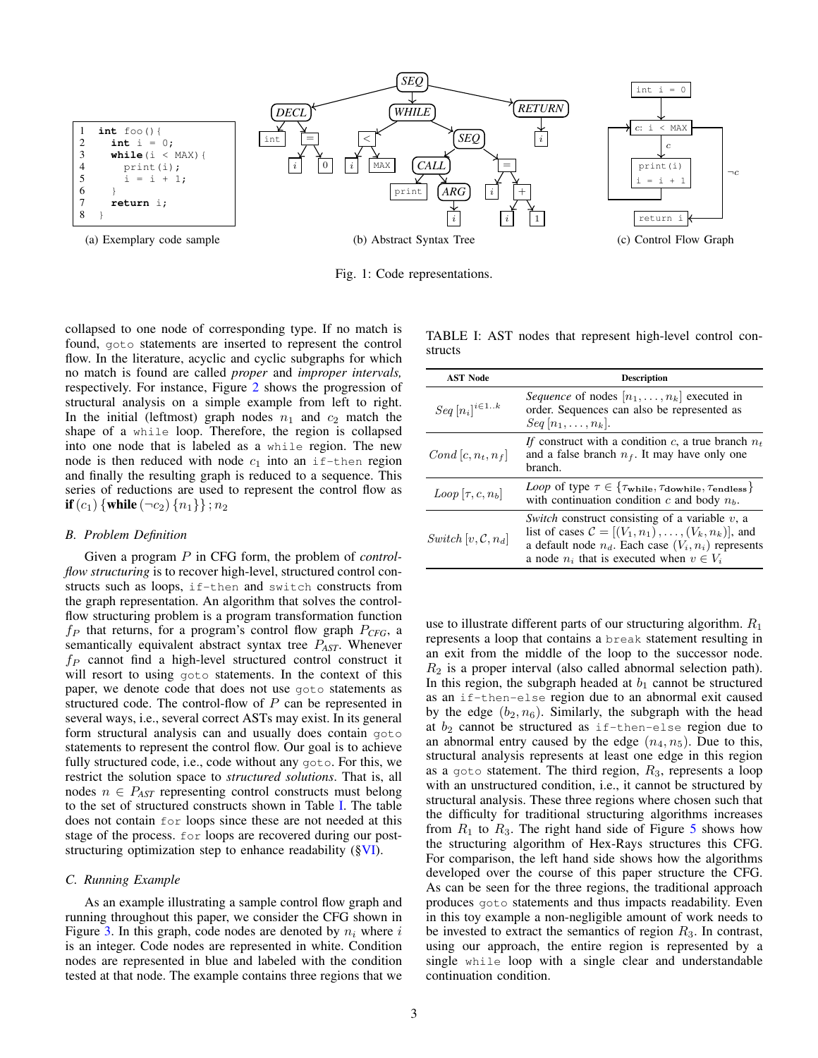```
1  int foo(){
2    int i = 0;
3    while(i < MAX){
4      print(i);
5      i = i + 1;
6    }
7    return i;
8  }
```

(a) Exemplary code sample

(b) Abstract Syntax Tree

(c) Control Flow Graph

Fig. 1: Code representations.

collapsed to one node of corresponding type. If no match is found, goto statements are inserted to represent the control flow. In the literature, acyclic and cyclic subgraphs for which no match is found are called *proper* and *improper intervals,* respectively. For instance, Figure 2 shows the progression of structural analysis on a simple example from left to right. In the initial (leftmost) graph nodes $n_1$ and $c_2$ match the shape of a while loop. Therefore, the region is collapsed into one node that is labeled as a while region. The new node is then reduced with node $c_1$ into an if-then region and finally the resulting graph is reduced to a sequence. This series of reductions are used to represent the control flow as **if** $(c_1)$ {**while** $(\neg c_2)$ $\{n_1\}$} ; $n_2$

### B. Problem Definition

Given a program $P$ in CFG form, the problem of *control-flow structuring* is to recover high-level, structured control constructs such as loops, if-then and switch constructs from the graph representation. An algorithm that solves the control-flow structuring problem is a program transformation function $f_P$ that returns, for a program's control flow graph $P_{CFG}$, a semantically equivalent abstract syntax tree $P_{AST}$. Whenever $f_P$ cannot find a high-level structured control construct it will resort to using goto statements. In the context of this paper, we denote code that does not use goto statements as structured code. The control-flow of $P$ can be represented in several ways, i.e., several correct ASTs may exist. In its general form structural analysis can and usually does contain goto statements to represent the control flow. Our goal is to achieve fully structured code, i.e., code without any goto. For this, we restrict the solution space to *structured solutions*. That is, all nodes $n \in P_{AST}$ representing control constructs must belong to the set of structured constructs shown in Table I. The table does not contain for loops since these are not needed at this stage of the process. for loops are recovered during our post-structuring optimization step to enhance readability (§VI).

### C. Running Example

As an example illustrating a sample control flow graph and running throughout this paper, we consider the CFG shown in Figure 3. In this graph, code nodes are denoted by $n_i$ where $i$ is an integer. Code nodes are represented in white. Condition nodes are represented in blue and labeled with the condition tested at that node. The example contains three regions that we

TABLE I: AST nodes that represent high-level control constructs

| AST Node | Description |
|---|---|
| $Seq\,[n_i]^{i\in 1..k}$ | *Sequence* of nodes $[n_1,\ldots,n_k]$ executed in order. Sequences can also be represented as $Seq\,[n_1,\ldots,n_k]$. |
| $Cond\,[c, n_t, n_f]$ | *If* construct with a condition $c$, a true branch $n_t$ and a false branch $n_f$. It may have only one branch. |
| $Loop\,[\tau, c, n_b]$ | *Loop* of type $\tau \in \{\tau_{\mathbf{while}}, \tau_{\mathbf{dowhile}}, \tau_{\mathbf{endless}}\}$ with continuation condition $c$ and body $n_b$. |
| $Switch\,[v, \mathcal{C}, n_d]$ | *Switch* construct consisting of a variable $v$, a list of cases $\mathcal{C} = [(V_1, n_1), \ldots, (V_k, n_k)]$, and a default node $n_d$. Each case $(V_i, n_i)$ represents a node $n_i$ that is executed when $v \in V_i$ |

use to illustrate different parts of our structuring algorithm. $R_1$ represents a loop that contains a break statement resulting in an exit from the middle of the loop to the successor node. $R_2$ is a proper interval (also called abnormal selection path). In this region, the subgraph headed at $b_1$ cannot be structured as an if-then-else region due to an abnormal exit caused by the edge $(b_2, n_6)$. Similarly, the subgraph with the head at $b_2$ cannot be structured as if-then-else region due to an abnormal entry caused by the edge $(n_4, n_5)$. Due to this, structural analysis represents at least one edge in this region as a goto statement. The third region, $R_3$, represents a loop with an unstructured condition, i.e., it cannot be structured by structural analysis. These three regions where chosen such that the difficulty for traditional structuring algorithms increases from $R_1$ to $R_3$. The right hand side of Figure 5 shows how the structuring algorithm of Hex-Rays structures this CFG. For comparison, the left hand side shows how the algorithms developed over the course of this paper structure the CFG. As can be seen for the three regions, the traditional approach produces goto statements and thus impacts readability. Even in this toy example a non-negligible amount of work needs to be invested to extract the semantics of region $R_3$. In contrast, using our approach, the entire region is represented by a single while loop with a single clear and understandable continuation condition.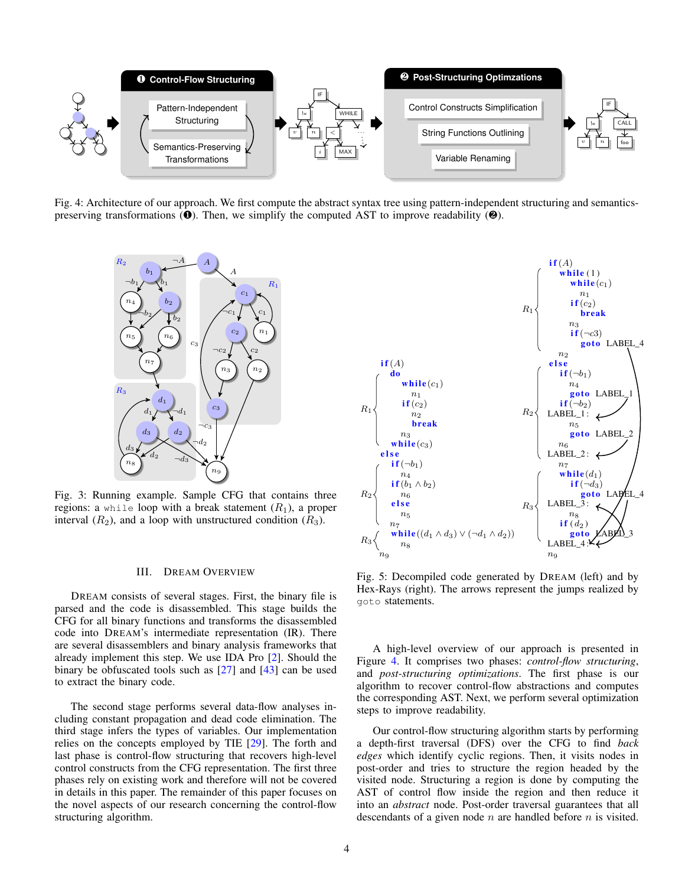Fig. 4: Architecture of our approach. We first compute the abstract syntax tree using pattern-independent structuring and semantics-preserving transformations (❶). Then, we simplify the computed AST to improve readability (❷).

Fig. 3: Running example. Sample CFG that contains three regions: a `while` loop with a break statement ($R_1$), a proper interval ($R_2$), and a loop with unstructured condition ($R_3$).

```
R1 { if (A)
       do
         while (c1)
           n1
           if (c2)
             n2
             break
         n3
       while (c3)
     else
R2 {   if (¬b1)
         n4
       if (b1 ∧ b2)
         n6
       else
         n5
     n7
R3 { while ((d1 ∧ d3) ∨ (¬d1 ∧ d2))
       n8
     n9
```

```
R1 { if (A)
       while (1)
         while (c1)
           n1
           if (c2)
             break
           n3
           if (¬c3)
             goto LABEL_4
         n2
     else
R2 {   if (¬b1)
         n4
         goto LABEL_1
       if (¬b2)
     LABEL_1:
         n5
         goto LABEL_2
       n6
     LABEL_2:
     n7
R3 { while (d1)
       if (¬d3)
         goto LABEL_4
     LABEL_3:
       n8
       if (d2)
         goto LABEL_3
     LABEL_4:
     n9
```

Fig. 5: Decompiled code generated by DREAM (left) and by Hex-Rays (right). The arrows represent the jumps realized by `goto` statements.

## III. DREAM OVERVIEW

DREAM consists of several stages. First, the binary file is parsed and the code is disassembled. This stage builds the CFG for all binary functions and transforms the disassembled code into DREAM's intermediate representation (IR). There are several disassemblers and binary analysis frameworks that already implement this step. We use IDA Pro [2]. Should the binary be obfuscated tools such as [27] and [43] can be used to extract the binary code.

The second stage performs several data-flow analyses including constant propagation and dead code elimination. The third stage infers the types of variables. Our implementation relies on the concepts employed by TIE [29]. The forth and last phase is control-flow structuring that recovers high-level control constructs from the CFG representation. The first three phases rely on existing work and therefore will not be covered in details in this paper. The remainder of this paper focuses on the novel aspects of our research concerning the control-flow structuring algorithm.

A high-level overview of our approach is presented in Figure 4. It comprises two phases: *control-flow structuring*, and *post-structuring optimizations*. The first phase is our algorithm to recover control-flow abstractions and computes the corresponding AST. Next, we perform several optimization steps to improve readability.

Our control-flow structuring algorithm starts by performing a depth-first traversal (DFS) over the CFG to find *back edges* which identify cyclic regions. Then, it visits nodes in post-order and tries to structure the region headed by the visited node. Structuring a region is done by computing the AST of control flow inside the region and then reduce it into an *abstract* node. Post-order traversal guarantees that all descendants of a given node $n$ are handled before $n$ is visited.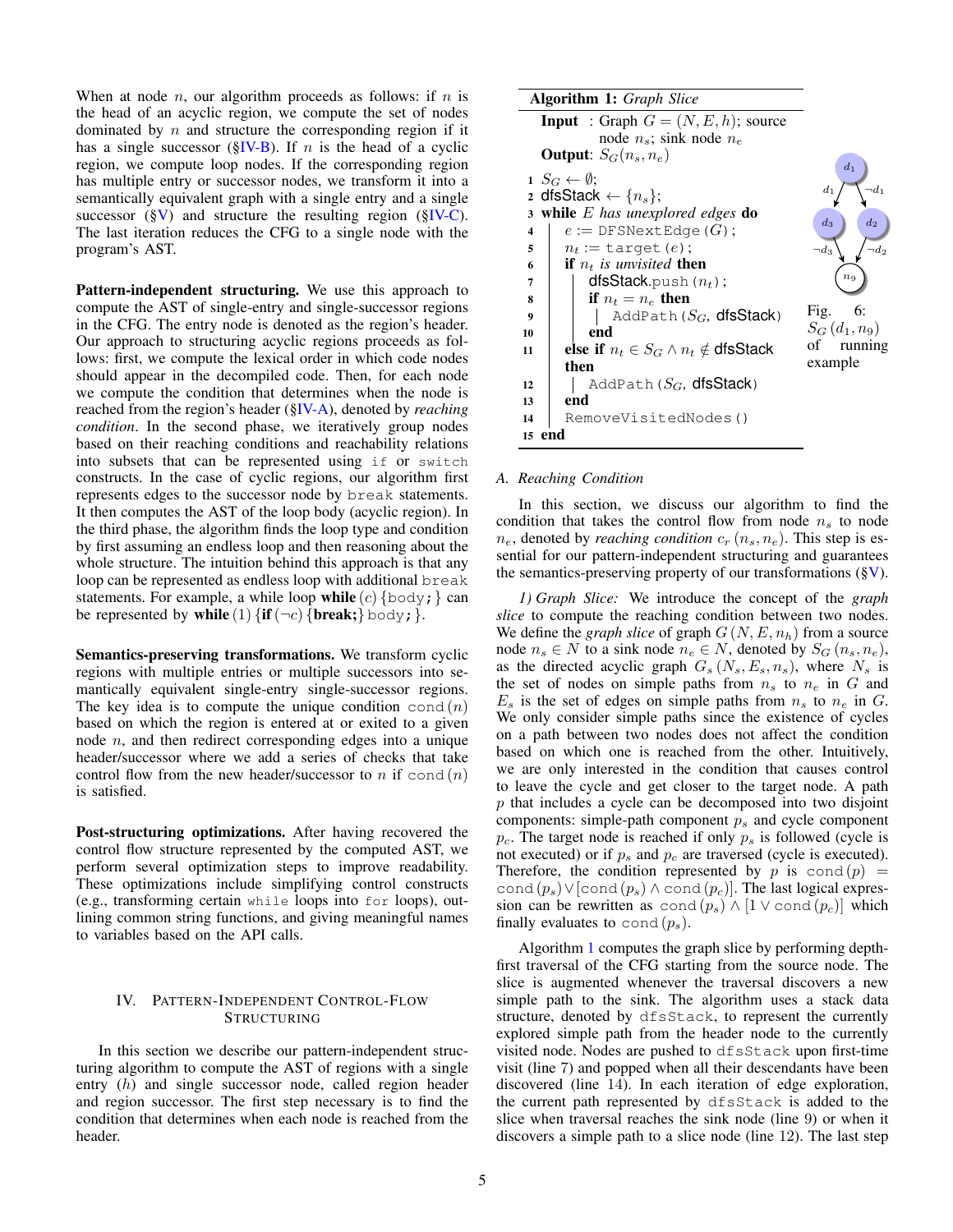When at node $n$, our algorithm proceeds as follows: if $n$ is the head of an acyclic region, we compute the set of nodes dominated by $n$ and structure the corresponding region if it has a single successor (§IV-B). If $n$ is the head of a cyclic region, we compute loop nodes. If the corresponding region has multiple entry or successor nodes, we transform it into a semantically equivalent graph with a single entry and a single successor (§V) and structure the resulting region (§IV-C). The last iteration reduces the CFG to a single node with the program's AST.

**Pattern-independent structuring.** We use this approach to compute the AST of single-entry and single-successor regions in the CFG. The entry node is denoted as the region's header. Our approach to structuring acyclic regions proceeds as follows: first, we compute the lexical order in which code nodes should appear in the decompiled code. Then, for each node we compute the condition that determines when the node is reached from the region's header (§IV-A), denoted by *reaching condition*. In the second phase, we iteratively group nodes based on their reaching conditions and reachability relations into subsets that can be represented using `if` or `switch` constructs. In the case of cyclic regions, our algorithm first represents edges to the successor node by `break` statements. It then computes the AST of the loop body (acyclic region). In the third phase, the algorithm finds the loop type and condition by first assuming an endless loop and then reasoning about the whole structure. The intuition behind this approach is that any loop can be represented as endless loop with additional `break` statements. For example, a while loop **while** $(c)$ {`body;`} can be represented by **while** $(1)$ {**if** $(\neg c)$ {**break;**} `body;`}.

**Semantics-preserving transformations.** We transform cyclic regions with multiple entries or multiple successors into semantically equivalent single-entry single-successor regions. The key idea is to compute the unique condition $\texttt{cond}(n)$ based on which the region is entered at or exited to a given node $n$, and then redirect corresponding edges into a unique header/successor where we add a series of checks that take control flow from the new header/successor to $n$ if $\texttt{cond}(n)$ is satisfied.

**Post-structuring optimizations.** After having recovered the control flow structure represented by the computed AST, we perform several optimization steps to improve readability. These optimizations include simplifying control constructs (e.g., transforming certain `while` loops into `for` loops), outlining common string functions, and giving meaningful names to variables based on the API calls.

## IV. Pattern-Independent Control-Flow Structuring

In this section we describe our pattern-independent structuring algorithm to compute the AST of regions with a single entry ($h$) and single successor node, called region header and region successor. The first step necessary is to find the condition that determines when each node is reached from the header.

**Algorithm 1:** *Graph Slice*

```
Input : Graph G = (N, E, h); source node n_s; sink node n_e
Output: S_G(n_s, n_e)
1  S_G ← ∅;
2  dfsStack ← {n_s};
3  while E has unexplored edges do
4      e := DFSNextEdge(G);
5      n_t := target(e);
6      if n_t is unvisited then
7          dfsStack.push(n_t);
8          if n_t = n_e then
9              AddPath(S_G, dfsStack)
10         end
11     else if n_t ∈ S_G ∧ n_t ∉ dfsStack then
12         AddPath(S_G, dfsStack)
13     end
14     RemoveVisitedNodes()
15 end
```

Fig. 6: $S_G(d_1, n_9)$ of running example

### A. Reaching Condition

In this section, we discuss our algorithm to find the condition that takes the control flow from node $n_s$ to node $n_e$, denoted by *reaching condition* $c_r(n_s, n_e)$. This step is essential for our pattern-independent structuring and guarantees the semantics-preserving property of our transformations (§V).

*1) Graph Slice:* We introduce the concept of the *graph slice* to compute the reaching condition between two nodes. We define the *graph slice* of graph $G(N, E, n_h)$ from a source node $n_s \in N$ to a sink node $n_e \in N$, denoted by $S_G(n_s, n_e)$, as the directed acyclic graph $G_s(N_s, E_s, n_s)$, where $N_s$ is the set of nodes on simple paths from $n_s$ to $n_e$ in $G$ and $E_s$ is the set of edges on simple paths from $n_s$ to $n_e$ in $G$. We only consider simple paths since the existence of cycles on a path between two nodes does not affect the condition based on which one is reached from the other. Intuitively, we are only interested in the condition that causes control to leave the cycle and get closer to the target node. A path $p$ that includes a cycle can be decomposed into two disjoint components: simple-path component $p_s$ and cycle component $p_c$. The target node is reached if only $p_s$ is followed (cycle is not executed) or if $p_s$ and $p_c$ are traversed (cycle is executed). Therefore, the condition represented by $p$ is $\texttt{cond}(p) = \texttt{cond}(p_s) \vee [\texttt{cond}(p_s) \wedge \texttt{cond}(p_c)]$. The last logical expression can be rewritten as $\texttt{cond}(p_s) \wedge [1 \vee \texttt{cond}(p_c)]$ which finally evaluates to $\texttt{cond}(p_s)$.

Algorithm 1 computes the graph slice by performing depth-first traversal of the CFG starting from the source node. The slice is augmented whenever the traversal discovers a new simple path to the sink. The algorithm uses a stack data structure, denoted by `dfsStack`, to represent the currently explored simple path from the header node to the currently visited node. Nodes are pushed to `dfsStack` upon first-time visit (line 7) and popped when all their descendants have been discovered (line 14). In each iteration of edge exploration, the current path represented by `dfsStack` is added to the slice when traversal reaches the sink node (line 9) or when it discovers a simple path to a slice node (line 12). The last step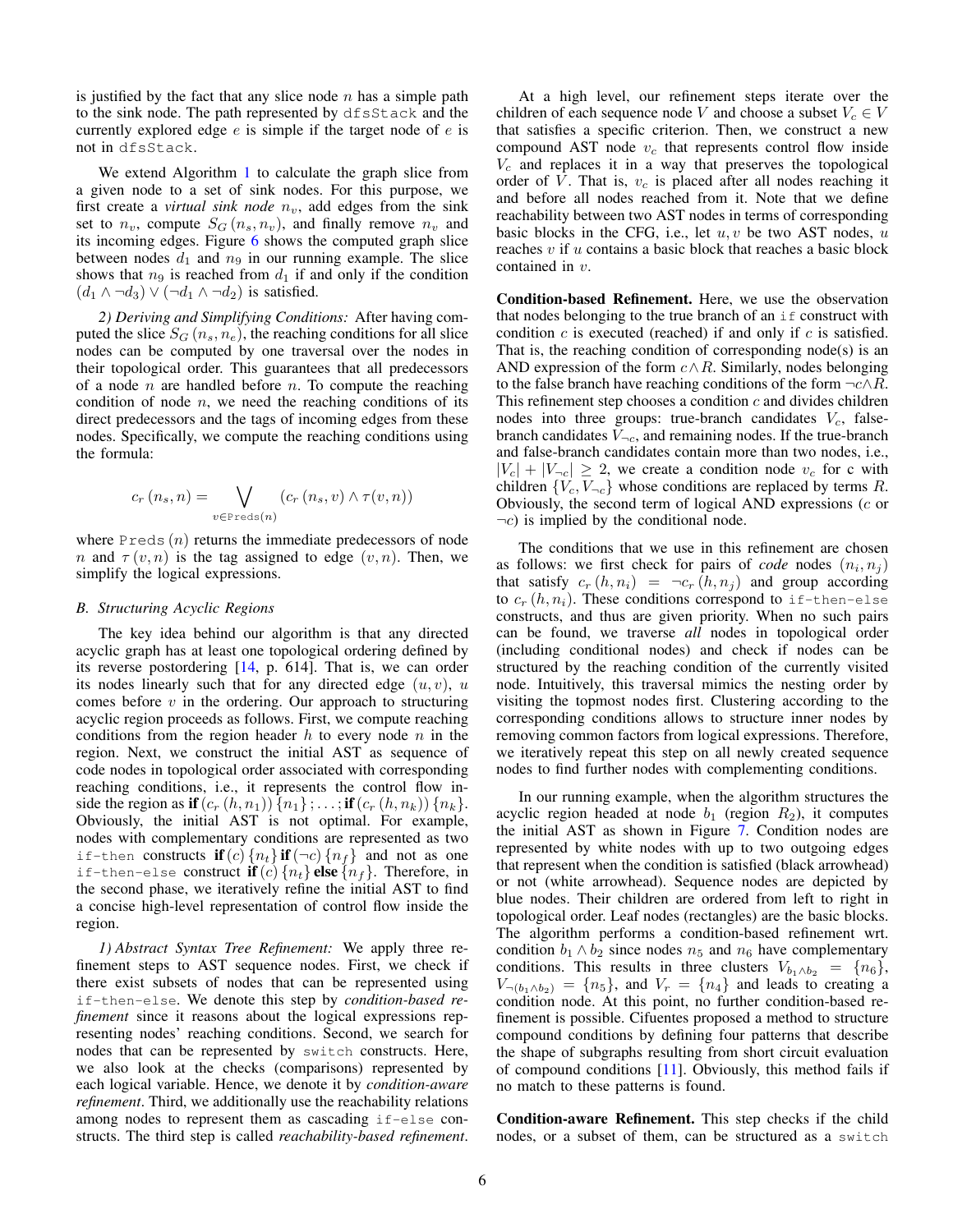is justified by the fact that any slice node $n$ has a simple path to the sink node. The path represented by `dfsStack` and the currently explored edge $e$ is simple if the target node of $e$ is not in `dfsStack`.

We extend Algorithm 1 to calculate the graph slice from a given node to a set of sink nodes. For this purpose, we first create a *virtual sink node* $n_v$, add edges from the sink set to $n_v$, compute $S_G(n_s, n_v)$, and finally remove $n_v$ and its incoming edges. Figure 6 shows the computed graph slice between nodes $d_1$ and $n_9$ in our running example. The slice shows that $n_9$ is reached from $d_1$ if and only if the condition $(d_1 \wedge \neg d_3) \vee (\neg d_1 \wedge \neg d_2)$ is satisfied.

*2) Deriving and Simplifying Conditions:* After having computed the slice $S_G(n_s, n_e)$, the reaching conditions for all slice nodes can be computed by one traversal over the nodes in their topological order. This guarantees that all predecessors of a node $n$ are handled before $n$. To compute the reaching condition of node $n$, we need the reaching conditions of its direct predecessors and the tags of incoming edges from these nodes. Specifically, we compute the reaching conditions using the formula:

$$c_r(n_s, n) = \bigvee_{v \in \texttt{Preds}(n)} (c_r(n_s, v) \wedge \tau(v, n))$$

where $\texttt{Preds}(n)$ returns the immediate predecessors of node $n$ and $\tau(v, n)$ is the tag assigned to edge $(v, n)$. Then, we simplify the logical expressions.

### B. Structuring Acyclic Regions

The key idea behind our algorithm is that any directed acyclic graph has at least one topological ordering defined by its reverse postordering [14, p. 614]. That is, we can order its nodes linearly such that for any directed edge $(u, v)$, $u$ comes before $v$ in the ordering. Our approach to structuring acyclic region proceeds as follows. First, we compute reaching conditions from the region header $h$ to every node $n$ in the region. Next, we construct the initial AST as sequence of code nodes in topological order associated with corresponding reaching conditions, i.e., it represents the control flow inside the region as **if** $(c_r(h, n_1))\{n_1\}; \ldots;$ **if** $(c_r(h, n_k))\{n_k\}$. Obviously, the initial AST is not optimal. For example, nodes with complementary conditions are represented as two `if-then` constructs **if** $(c)\{n_t\}$ **if** $(\neg c)\{n_f\}$ and not as one `if-then-else` construct **if** $(c)\{n_t\}$ **else** $\{n_f\}$. Therefore, in the second phase, we iteratively refine the initial AST to find a concise high-level representation of control flow inside the region.

*1) Abstract Syntax Tree Refinement:* We apply three refinement steps to AST sequence nodes. First, we check if there exist subsets of nodes that can be represented using `if-then-else`. We denote this step by *condition-based refinement* since it reasons about the logical expressions representing nodes' reaching conditions. Second, we search for nodes that can be represented by `switch` constructs. Here, we also look at the checks (comparisons) represented by each logical variable. Hence, we denote it by *condition-aware refinement*. Third, we additionally use the reachability relations among nodes to represent them as cascading `if-else` constructs. The third step is called *reachability-based refinement*.

At a high level, our refinement steps iterate over the children of each sequence node $V$ and choose a subset $V_c \in V$ that satisfies a specific criterion. Then, we construct a new compound AST node $v_c$ that represents control flow inside $V_c$ and replaces it in a way that preserves the topological order of $V$. That is, $v_c$ is placed after all nodes reaching it and before all nodes reached from it. Note that we define reachability between two AST nodes in terms of corresponding basic blocks in the CFG, i.e., let $u, v$ be two AST nodes, $u$ reaches $v$ if $u$ contains a basic block that reaches a basic block contained in $v$.

**Condition-based Refinement.** Here, we use the observation that nodes belonging to the true branch of an `if` construct with condition $c$ is executed (reached) if and only if $c$ is satisfied. That is, the reaching condition of corresponding node(s) is an AND expression of the form $c \wedge R$. Similarly, nodes belonging to the false branch have reaching conditions of the form $\neg c \wedge R$. This refinement step chooses a condition $c$ and divides children nodes into three groups: true-branch candidates $V_c$, false-branch candidates $V_{\neg c}$, and remaining nodes. If the true-branch and false-branch candidates contain more than two nodes, i.e., $|V_c| + |V_{\neg c}| \geq 2$, we create a condition node $v_c$ for c with children $\{V_c, V_{\neg c}\}$ whose conditions are replaced by terms $R$. Obviously, the second term of logical AND expressions ($c$ or $\neg c$) is implied by the conditional node.

The conditions that we use in this refinement are chosen as follows: we first check for pairs of *code* nodes $(n_i, n_j)$ that satisfy $c_r(h, n_i) = \neg c_r(h, n_j)$ and group according to $c_r(h, n_i)$. These conditions correspond to `if-then-else` constructs, and thus are given priority. When no such pairs can be found, we traverse *all* nodes in topological order (including conditional nodes) and check if nodes can be structured by the reaching condition of the currently visited node. Intuitively, this traversal mimics the nesting order by visiting the topmost nodes first. Clustering according to the corresponding conditions allows to structure inner nodes by removing common factors from logical expressions. Therefore, we iteratively repeat this step on all newly created sequence nodes to find further nodes with complementing conditions.

In our running example, when the algorithm structures the acyclic region headed at node $b_1$ (region $R_2$), it computes the initial AST as shown in Figure 7. Condition nodes are represented by white nodes with up to two outgoing edges that represent when the condition is satisfied (black arrowhead) or not (white arrowhead). Sequence nodes are depicted by blue nodes. Their children are ordered from left to right in topological order. Leaf nodes (rectangles) are the basic blocks. The algorithm performs a condition-based refinement wrt. condition $b_1 \wedge b_2$ since nodes $n_5$ and $n_6$ have complementary conditions. This results in three clusters $V_{b_1 \wedge b_2} = \{n_6\}$, $V_{\neg(b_1 \wedge b_2)} = \{n_5\}$, and $V_r = \{n_4\}$ and leads to creating a condition node. At this point, no further condition-based refinement is possible. Cifuentes proposed a method to structure compound conditions by defining four patterns that describe the shape of subgraphs resulting from short circuit evaluation of compound conditions [11]. Obviously, this method fails if no match to these patterns is found.

**Condition-aware Refinement.** This step checks if the child nodes, or a subset of them, can be structured as a `switch`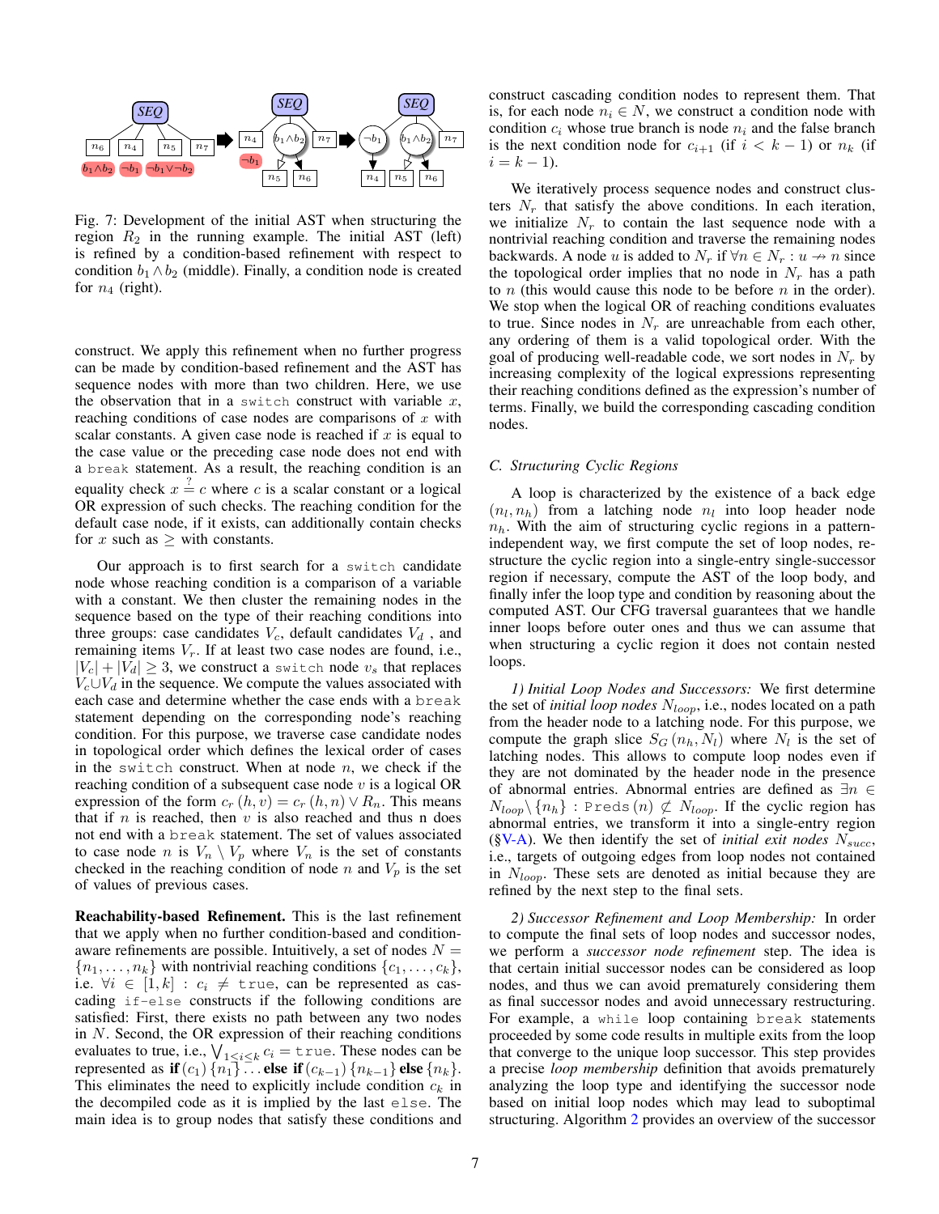Fig. 7: Development of the initial AST when structuring the region $R_2$ in the running example. The initial AST (left) is refined by a condition-based refinement with respect to condition $b_1 \wedge b_2$ (middle). Finally, a condition node is created for $n_4$ (right).

construct. We apply this refinement when no further progress can be made by condition-based refinement and the AST has sequence nodes with more than two children. Here, we use the observation that in a `switch` construct with variable $x$, reaching conditions of case nodes are comparisons of $x$ with scalar constants. A given case node is reached if $x$ is equal to the case value or the preceding case node does not end with a `break` statement. As a result, the reaching condition is an equality check $x \stackrel{?}{=} c$ where $c$ is a scalar constant or a logical OR expression of such checks. The reaching condition for the default case node, if it exists, can additionally contain checks for $x$ such as $\geq$ with constants.

Our approach is to first search for a `switch` candidate node whose reaching condition is a comparison of a variable with a constant. We then cluster the remaining nodes in the sequence based on the type of their reaching conditions into three groups: case candidates $V_c$, default candidates $V_d$ , and remaining items $V_r$. If at least two case nodes are found, i.e., $|V_c| + |V_d| \geq 3$, we construct a `switch` node $v_s$ that replaces $V_c \cup V_d$ in the sequence. We compute the values associated with each case and determine whether the case ends with a `break` statement depending on the corresponding node's reaching condition. For this purpose, we traverse case candidate nodes in the topological order which defines the lexical order of cases in the `switch` construct. When at node $n$, we check if the reaching condition of a subsequent case node $v$ is a logical OR expression of the form $c_r(h, v) = c_r(h, n) \vee R_n$. This means that if $n$ is reached, then $v$ is also reached and thus n does not end with a `break` statement. The set of values associated to case node $n$ is $V_n \setminus V_p$ where $V_n$ is the set of constants checked in the reaching condition of node $n$ and $V_p$ is the set of values of previous cases.

**Reachability-based Refinement.** This is the last refinement that we apply when no further condition-based and condition-aware refinements are possible. Intuitively, a set of nodes $N = \{n_1, \ldots, n_k\}$ with nontrivial reaching conditions $\{c_1, \ldots, c_k\}$, i.e. $\forall i \in [1, k] : c_i \neq \texttt{true}$, can be represented as cascading `if-else` constructs if the following conditions are satisfied: First, there exists no path between any two nodes in $N$. Second, the OR expression of their reaching conditions evaluates to true, i.e., $\bigvee_{1 \leq i \leq k} c_i = \texttt{true}$. These nodes can be represented as **if** $(c_1)\,\{n_1\} \ldots$ **else if** $(c_{k-1})\,\{n_{k-1}\}$ **else** $\{n_k\}$. This eliminates the need to explicitly include condition $c_k$ in the decompiled code as it is implied by the last `else`. The main idea is to group nodes that satisfy these conditions and construct cascading condition nodes to represent them. That is, for each node $n_i \in N$, we construct a condition node with condition $c_i$ whose true branch is node $n_i$ and the false branch is the next condition node for $c_{i+1}$ (if $i < k - 1$) or $n_k$ (if $i = k - 1$).

We iteratively process sequence nodes and construct clusters $N_r$ that satisfy the above conditions. In each iteration, we initialize $N_r$ to contain the last sequence node with a nontrivial reaching condition and traverse the remaining nodes backwards. A node $u$ is added to $N_r$ if $\forall n \in N_r : u \nrightarrow n$ since the topological order implies that no node in $N_r$ has a path to $n$ (this would cause this node to be before $n$ in the order). We stop when the logical OR of reaching conditions evaluates to true. Since nodes in $N_r$ are unreachable from each other, any ordering of them is a valid topological order. With the goal of producing well-readable code, we sort nodes in $N_r$ by increasing complexity of the logical expressions representing their reaching conditions defined as the expression's number of terms. Finally, we build the corresponding cascading condition nodes.

### C. Structuring Cyclic Regions

A loop is characterized by the existence of a back edge $(n_l, n_h)$ from a latching node $n_l$ into loop header node $n_h$. With the aim of structuring cyclic regions in a pattern-independent way, we first compute the set of loop nodes, restructure the cyclic region into a single-entry single-successor region if necessary, compute the AST of the loop body, and finally infer the loop type and condition by reasoning about the computed AST. Our CFG traversal guarantees that we handle inner loops before outer ones and thus we can assume that when structuring a cyclic region it does not contain nested loops.

*1) Initial Loop Nodes and Successors:* We first determine the set of *initial loop nodes* $N_{loop}$, i.e., nodes located on a path from the header node to a latching node. For this purpose, we compute the graph slice $S_G(n_h, N_l)$ where $N_l$ is the set of latching nodes. This allows to compute loop nodes even if they are not dominated by the header node in the presence of abnormal entries. Abnormal entries are defined as $\exists n \in N_{loop} \setminus \{n_h\} : \texttt{Preds}(n) \not\subset N_{loop}$. If the cyclic region has abnormal entries, we transform it into a single-entry region (§V-A). We then identify the set of *initial exit nodes* $N_{succ}$, i.e., targets of outgoing edges from loop nodes not contained in $N_{loop}$. These sets are denoted as initial because they are refined by the next step to the final sets.

*2) Successor Refinement and Loop Membership:* In order to compute the final sets of loop nodes and successor nodes, we perform a *successor node refinement* step. The idea is that certain initial successor nodes can be considered as loop nodes, and thus we can avoid prematurely considering them as final successor nodes and avoid unnecessary restructuring. For example, a `while` loop containing `break` statements proceeded by some code results in multiple exits from the loop that converge to the unique loop successor. This step provides a precise *loop membership* definition that avoids prematurely analyzing the loop type and identifying the successor node based on initial loop nodes which may lead to suboptimal structuring. Algorithm 2 provides an overview of the successor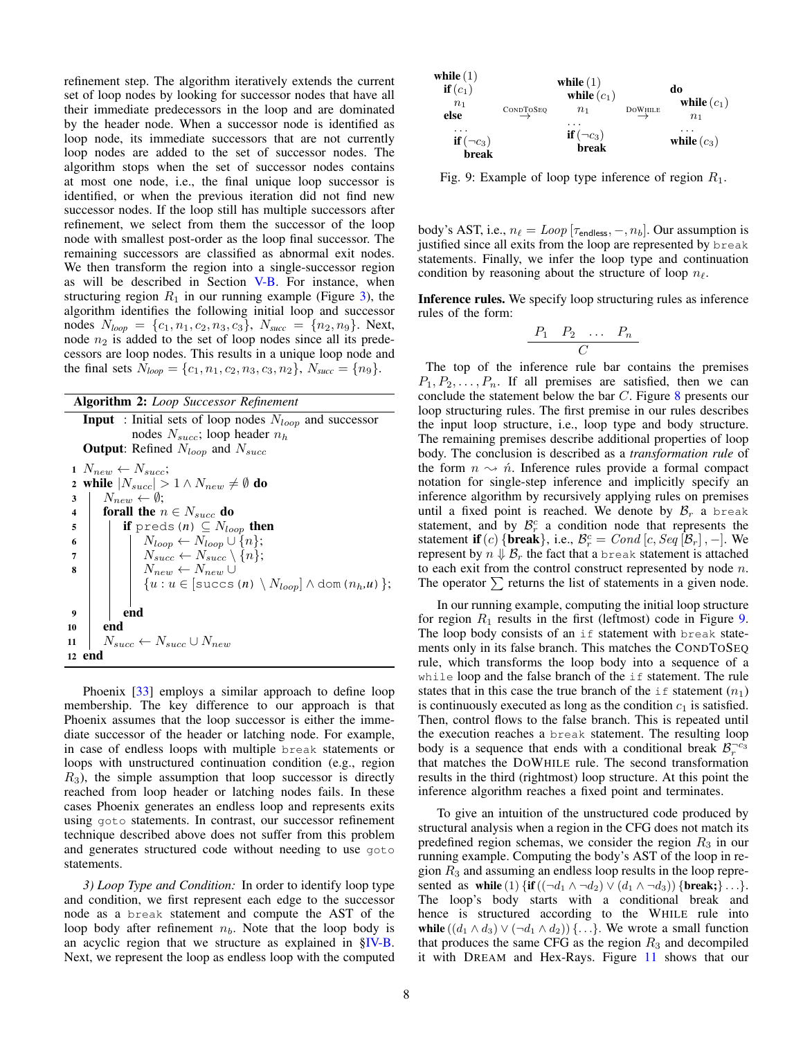refinement step. The algorithm iteratively extends the current set of loop nodes by looking for successor nodes that have all their immediate predecessors in the loop and are dominated by the header node. When a successor node is identified as loop node, its immediate successors that are not currently loop nodes are added to the set of successor nodes. The algorithm stops when the set of successor nodes contains at most one node, i.e., the final unique loop successor is identified, or when the previous iteration did not find new successor nodes. If the loop still has multiple successors after refinement, we select from them the successor of the loop node with smallest post-order as the loop final successor. The remaining successors are classified as abnormal exit nodes. We then transform the region into a single-successor region as will be described in Section V-B. For instance, when structuring region $R_1$ in our running example (Figure 3), the algorithm identifies the following initial loop and successor nodes $N_{loop} = \{c_1, n_1, c_2, n_3, c_3\}$, $N_{succ} = \{n_2, n_9\}$. Next, node $n_2$ is added to the set of loop nodes since all its predecessors are loop nodes. This results in a unique loop node and the final sets $N_{loop} = \{c_1, n_1, c_2, n_3, c_3, n_2\}$, $N_{succ} = \{n_9\}$.

**Algorithm 2:** *Loop Successor Refinement*

**Input** : Initial sets of loop nodes $N_{loop}$ and successor nodes $N_{succ}$; loop header $n_h$
**Output**: Refined $N_{loop}$ and $N_{succ}$

```
1  N_new ← N_succ;
2  while |N_succ| > 1 ∧ N_new ≠ ∅ do
3      N_new ← ∅;
4      forall the n ∈ N_succ do
5          if preds(n) ⊆ N_loop then
6              N_loop ← N_loop ∪ {n};
7              N_succ ← N_succ \ {n};
8              N_new ← N_new ∪
                   {u : u ∈ [succs(n) \ N_loop] ∧ dom(n_h,u)};
9          end
10     end
11     N_succ ← N_succ ∪ N_new
12 end
```

Phoenix [33] employs a similar approach to define loop membership. The key difference to our approach is that Phoenix assumes that the loop successor is either the immediate successor of the header or latching node. For example, in case of endless loops with multiple `break` statements or loops with unstructured continuation condition (e.g., region $R_3$), the simple assumption that loop successor is directly reached from loop header or latching nodes fails. In these cases Phoenix generates an endless loop and represents exits using `goto` statements. In contrast, our successor refinement technique described above does not suffer from this problem and generates structured code without needing to use `goto` statements.

*3) Loop Type and Condition:* In order to identify loop type and condition, we first represent each edge to the successor node as a `break` statement and compute the AST of the loop body after refinement $n_b$. Note that the loop body is an acyclic region that we structure as explained in §IV-B. Next, we represent the loop as endless loop with the computed

**while** (1)
  **if** ($c_1$)
    $n_1$
  **else**
    ...
    **if** ($\neg c_3$)
      **break**

$\overset{\text{CONDTOSEQ}}{\rightarrow}$

**while** (1)
  **while** ($c_1$)
    $n_1$
  ...
  **if** ($\neg c_3$)
    **break**

$\overset{\text{DOWHILE}}{\rightarrow}$

**do**
  **while** ($c_1$)
    $n_1$
  ...
**while** ($c_3$)

Fig. 9: Example of loop type inference of region $R_1$.

body's AST, i.e., $n_\ell = Loop\,[\tau_{\text{endless}}, -, n_b]$. Our assumption is justified since all exits from the loop are represented by `break` statements. Finally, we infer the loop type and continuation condition by reasoning about the structure of loop $n_\ell$.

**Inference rules.** We specify loop structuring rules as inference rules of the form:

$$\frac{P_1 \quad P_2 \quad \ldots \quad P_n}{C}$$

The top of the inference rule bar contains the premises $P_1, P_2, \ldots, P_n$. If all premises are satisfied, then we can conclude the statement below the bar $C$. Figure 8 presents our loop structuring rules. The first premise in our rules describes the input loop structure, i.e., loop type and body structure. The remaining premises describe additional properties of loop body. The conclusion is described as a *transformation rule* of the form $n \rightsquigarrow \acute{n}$. Inference rules provide a formal compact notation for single-step inference and implicitly specify an inference algorithm by recursively applying rules on premises until a fixed point is reached. We denote by $\mathcal{B}_r$ a `break` statement, and by $\mathcal{B}_r^c$ a condition node that represents the statement **if** $(c)$ $\{$**break**$\}$, i.e., $\mathcal{B}_r^c = Cond\,[c, Seq\,[\mathcal{B}_r], -]$. We represent by $n \Downarrow \mathcal{B}_r$ the fact that a `break` statement is attached to each exit from the control construct represented by node $n$. The operator $\sum$ returns the list of statements in a given node.

In our running example, computing the initial loop structure for region $R_1$ results in the first (leftmost) code in Figure 9. The loop body consists of an `if` statement with `break` statements only in its false branch. This matches the CONDTOSEQ rule, which transforms the loop body into a sequence of a `while` loop and the false branch of the `if` statement. The rule states that in this case the true branch of the `if` statement ($n_1$) is continuously executed as long as the condition $c_1$ is satisfied. Then, control flows to the false branch. This is repeated until the execution reaches a `break` statement. The resulting loop body is a sequence that ends with a conditional break $\mathcal{B}_r^{\neg c_3}$ that matches the DOWHILE rule. The second transformation results in the third (rightmost) loop structure. At this point the inference algorithm reaches a fixed point and terminates.

To give an intuition of the unstructured code produced by structural analysis when a region in the CFG does not match its predefined region schemas, we consider the region $R_3$ in our running example. Computing the body's AST of the loop in region $R_3$ and assuming an endless loop results in the loop represented as **while** (1) $\{$**if** $((\neg d_1 \wedge \neg d_2) \vee (d_1 \wedge \neg d_3))$ $\{$**break;**$\}$ $\ldots\}$. The loop's body starts with a conditional break and hence is structured according to the WHILE rule into **while** $((d_1 \wedge d_3) \vee (\neg d_1 \wedge d_2))$ $\{\ldots\}$. We wrote a small function that produces the same CFG as the region $R_3$ and decompiled it with DREAM and Hex-Rays. Figure 11 shows that our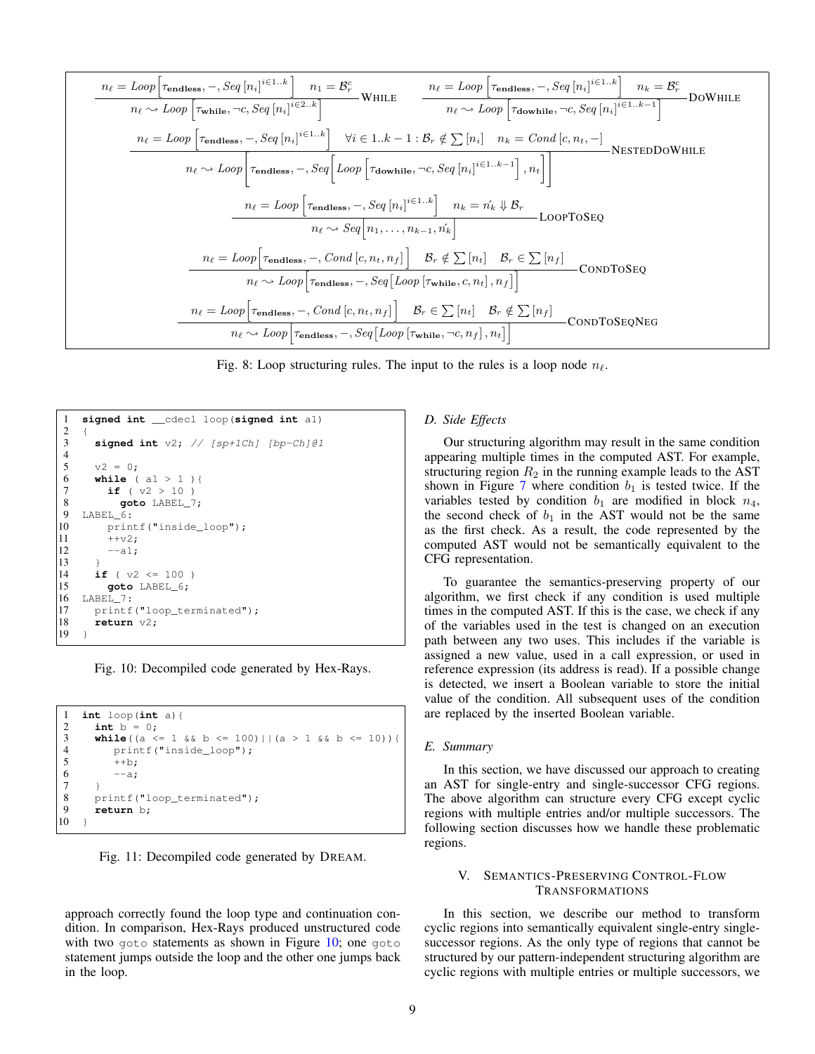$$\frac{n_\ell = \textit{Loop}\left[\tau_{\textbf{endless}}, -, \textit{Seq}\left[n_i\right]^{i \in 1..k}\right] \quad n_1 = \mathcal{B}_r^c}{n_\ell \rightsquigarrow \textit{Loop}\left[\tau_{\textbf{while}}, \neg c, \textit{Seq}\left[n_i\right]^{i \in 2..k}\right]} \textsc{While} \qquad \frac{n_\ell = \textit{Loop}\left[\tau_{\textbf{endless}}, -, \textit{Seq}\left[n_i\right]^{i \in 1..k}\right] \quad n_k = \mathcal{B}_r^c}{n_\ell \rightsquigarrow \textit{Loop}\left[\tau_{\textbf{dowhile}}, \neg c, \textit{Seq}\left[n_i\right]^{i \in 1..k-1}\right]} \textsc{DoWhile}$$

$$\frac{n_\ell = \textit{Loop}\left[\tau_{\textbf{endless}}, -, \textit{Seq}\left[n_i\right]^{i \in 1..k}\right] \quad \forall i \in 1..k-1: \mathcal{B}_r \notin \sum\left[n_i\right] \quad n_k = \textit{Cond}\left[c, n_t, -\right]}{n_\ell \rightsquigarrow \textit{Loop}\left[\tau_{\textbf{endless}}, -, \textit{Seq}\left[\textit{Loop}\left[\tau_{\textbf{dowhile}}, \neg c, \textit{Seq}\left[n_i\right]^{i \in 1..k-1}\right], n_t\right]\right]} \textsc{NestedDoWhile}$$

$$\frac{n_\ell = \textit{Loop}\left[\tau_{\textbf{endless}}, -, \textit{Seq}\left[n_i\right]^{i \in 1..k}\right] \quad n_k = \acute{n_k} \Downarrow \mathcal{B}_r}{n_\ell \rightsquigarrow \textit{Seq}\left[n_1, \ldots, n_{k-1}, \acute{n_k}\right]} \textsc{LoopToSeq}$$

$$\frac{n_\ell = \textit{Loop}\left[\tau_{\textbf{endless}}, -, \textit{Cond}\left[c, n_t, n_f\right]\right] \quad \mathcal{B}_r \notin \sum\left[n_t\right] \quad \mathcal{B}_r \in \sum\left[n_f\right]}{n_\ell \rightsquigarrow \textit{Loop}\left[\tau_{\textbf{endless}}, -, \textit{Seq}\left[\textit{Loop}\left[\tau_{\textbf{while}}, c, n_t\right], n_f\right]\right]} \textsc{CondToSeq}$$

$$\frac{n_\ell = \textit{Loop}\left[\tau_{\textbf{endless}}, -, \textit{Cond}\left[c, n_t, n_f\right]\right] \quad \mathcal{B}_r \in \sum\left[n_t\right] \quad \mathcal{B}_r \notin \sum\left[n_f\right]}{n_\ell \rightsquigarrow \textit{Loop}\left[\tau_{\textbf{endless}}, -, \textit{Seq}\left[\textit{Loop}\left[\tau_{\textbf{while}}, \neg c, n_f\right], n_t\right]\right]} \textsc{CondToSeqNeg}$$

Fig. 8: Loop structuring rules. The input to the rules is a loop node $n_\ell$.

```
1   signed int __cdecl loop(signed int a1)
2   {
3     signed int v2; // [sp+1Ch] [bp-Ch]@1
4
5     v2 = 0;
6     while ( a1 > 1 ){
7       if ( v2 > 10 )
8         goto LABEL_7;
9   LABEL_6:
10      printf("inside_loop");
11      ++v2;
12      --a1;
13    }
14    if ( v2 <= 100 )
15      goto LABEL_6;
16  LABEL_7:
17    printf("loop_terminated");
18    return v2;
19  }
```

Fig. 10: Decompiled code generated by Hex-Rays.

```
1   int loop(int a){
2     int b = 0;
3     while((a <= 1 && b <= 100)||(a > 1 && b <= 10)){
4        printf("inside_loop");
5        ++b;
6        --a;
7     }
8     printf("loop_terminated");
9     return b;
10  }
```

Fig. 11: Decompiled code generated by DREAM.

approach correctly found the loop type and continuation condition. In comparison, Hex-Rays produced unstructured code with two goto statements as shown in Figure 10; one goto statement jumps outside the loop and the other one jumps back in the loop.

### D. Side Effects

Our structuring algorithm may result in the same condition appearing multiple times in the computed AST. For example, structuring region $R_2$ in the running example leads to the AST shown in Figure 7 where condition $b_1$ is tested twice. If the variables tested by condition $b_1$ are modified in block $n_4$, the second check of $b_1$ in the AST would not be the same as the first check. As a result, the code represented by the computed AST would not be semantically equivalent to the CFG representation.

To guarantee the semantics-preserving property of our algorithm, we first check if any condition is used multiple times in the computed AST. If this is the case, we check if any of the variables used in the test is changed on an execution path between any two uses. This includes if the variable is assigned a new value, used in a call expression, or used in reference expression (its address is read). If a possible change is detected, we insert a Boolean variable to store the initial value of the condition. All subsequent uses of the condition are replaced by the inserted Boolean variable.

### E. Summary

In this section, we have discussed our approach to creating an AST for single-entry and single-successor CFG regions. The above algorithm can structure every CFG except cyclic regions with multiple entries and/or multiple successors. The following section discusses how we handle these problematic regions.

## V. Semantics-Preserving Control-Flow Transformations

In this section, we describe our method to transform cyclic regions into semantically equivalent single-entry single-successor regions. As the only type of regions that cannot be structured by our pattern-independent structuring algorithm are cyclic regions with multiple entries or multiple successors, we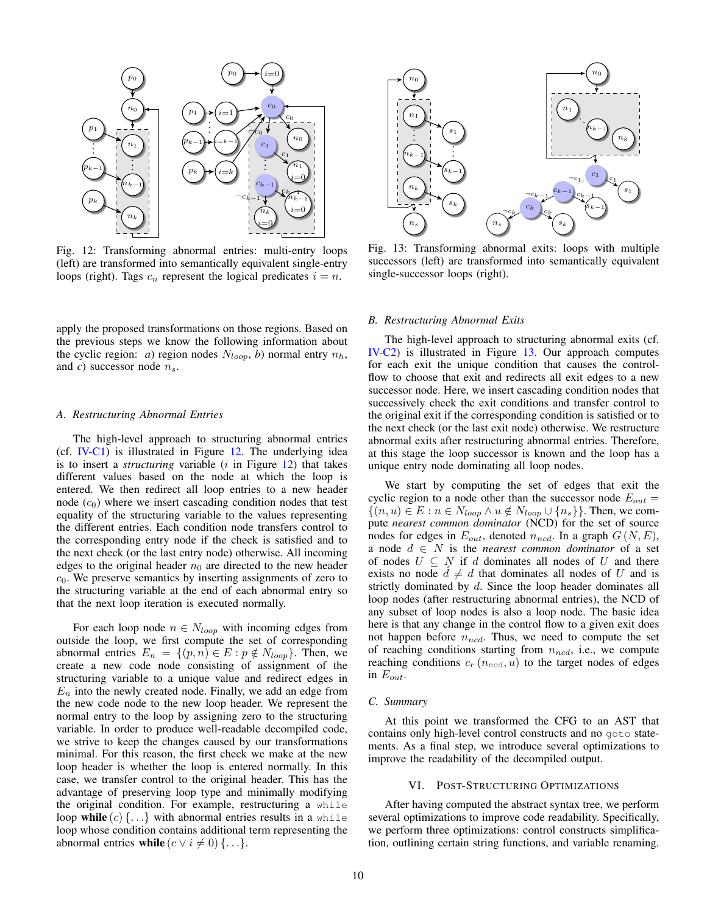Fig. 12: Transforming abnormal entries: multi-entry loops (left) are transformed into semantically equivalent single-entry loops (right). Tags $c_n$ represent the logical predicates $i = n$.

Fig. 13: Transforming abnormal exits: loops with multiple successors (left) are transformed into semantically equivalent single-successor loops (right).

apply the proposed transformations on those regions. Based on the previous steps we know the following information about the cyclic region: *a*) region nodes $N_{loop}$, *b*) normal entry $n_h$, and *c*) successor node $n_s$.

### A. Restructuring Abnormal Entries

The high-level approach to structuring abnormal entries (cf. IV-C1) is illustrated in Figure 12. The underlying idea is to insert a *structuring* variable ($i$ in Figure 12) that takes different values based on the node at which the loop is entered. We then redirect all loop entries to a new header node ($c_0$) where we insert cascading condition nodes that test equality of the structuring variable to the values representing the different entries. Each condition node transfers control to the corresponding entry node if the check is satisfied and to the next check (or the last entry node) otherwise. All incoming edges to the original header $n_0$ are directed to the new header $c_0$. We preserve semantics by inserting assignments of zero to the structuring variable at the end of each abnormal entry so that the next loop iteration is executed normally.

For each loop node $n \in N_{loop}$ with incoming edges from outside the loop, we first compute the set of corresponding abnormal entries $E_n = \{(p, n) \in E : p \notin N_{loop}\}$. Then, we create a new code node consisting of assignment of the structuring variable to a unique value and redirect edges in $E_n$ into the newly created node. Finally, we add an edge from the new code node to the new loop header. We represent the normal entry to the loop by assigning zero to the structuring variable. In order to produce well-readable decompiled code, we strive to keep the changes caused by our transformations minimal. For this reason, the first check we make at the new loop header is whether the loop is entered normally. In this case, we transfer control to the original header. This has the advantage of preserving loop type and minimally modifying the original condition. For example, restructuring a `while` loop **while** $(c)\ \{\ldots\}$ with abnormal entries results in a `while` loop whose condition contains additional term representing the abnormal entries **while** $(c \lor i \neq 0)\ \{\ldots\}$.

### B. Restructuring Abnormal Exits

The high-level approach to structuring abnormal exits (cf. IV-C2) is illustrated in Figure 13. Our approach computes for each exit the unique condition that causes the control-flow to choose that exit and redirects all exit edges to a new successor node. Here, we insert cascading condition nodes that successively check the exit conditions and transfer control to the original exit if the corresponding condition is satisfied or to the next check (or the last exit node) otherwise. We restructure abnormal exits after restructuring abnormal entries. Therefore, at this stage the loop successor is known and the loop has a unique entry node dominating all loop nodes.

We start by computing the set of edges that exit the cyclic region to a node other than the successor node $E_{out} = \{(n, u) \in E : n \in N_{loop} \land u \notin N_{loop} \cup \{n_s\}\}$. Then, we compute *nearest common dominator* (NCD) for the set of source nodes for edges in $E_{out}$, denoted $n_{ncd}$. In a graph $G\,(N, E)$, a node $d \in N$ is the *nearest common dominator* of a set of nodes $U \subseteq N$ if $d$ dominates all nodes of $U$ and there exists no node $\acute{d} \neq d$ that dominates all nodes of $U$ and is strictly dominated by $d$. Since the loop header dominates all loop nodes (after restructuring abnormal entries), the NCD of any subset of loop nodes is also a loop node. The basic idea here is that any change in the control flow to a given exit does not happen before $n_{ncd}$. Thus, we need to compute the set of reaching conditions starting from $n_{ncd}$, i.e., we compute reaching conditions $c_r\,(n_{\text{ncd}}, u)$ to the target nodes of edges in $E_{out}$.

### C. Summary

At this point we transformed the CFG to an AST that contains only high-level control constructs and no `goto` statements. As a final step, we introduce several optimizations to improve the readability of the decompiled output.

## VI. Post-Structuring Optimizations

After having computed the abstract syntax tree, we perform several optimizations to improve code readability. Specifically, we perform three optimizations: control constructs simplification, outlining certain string functions, and variable renaming.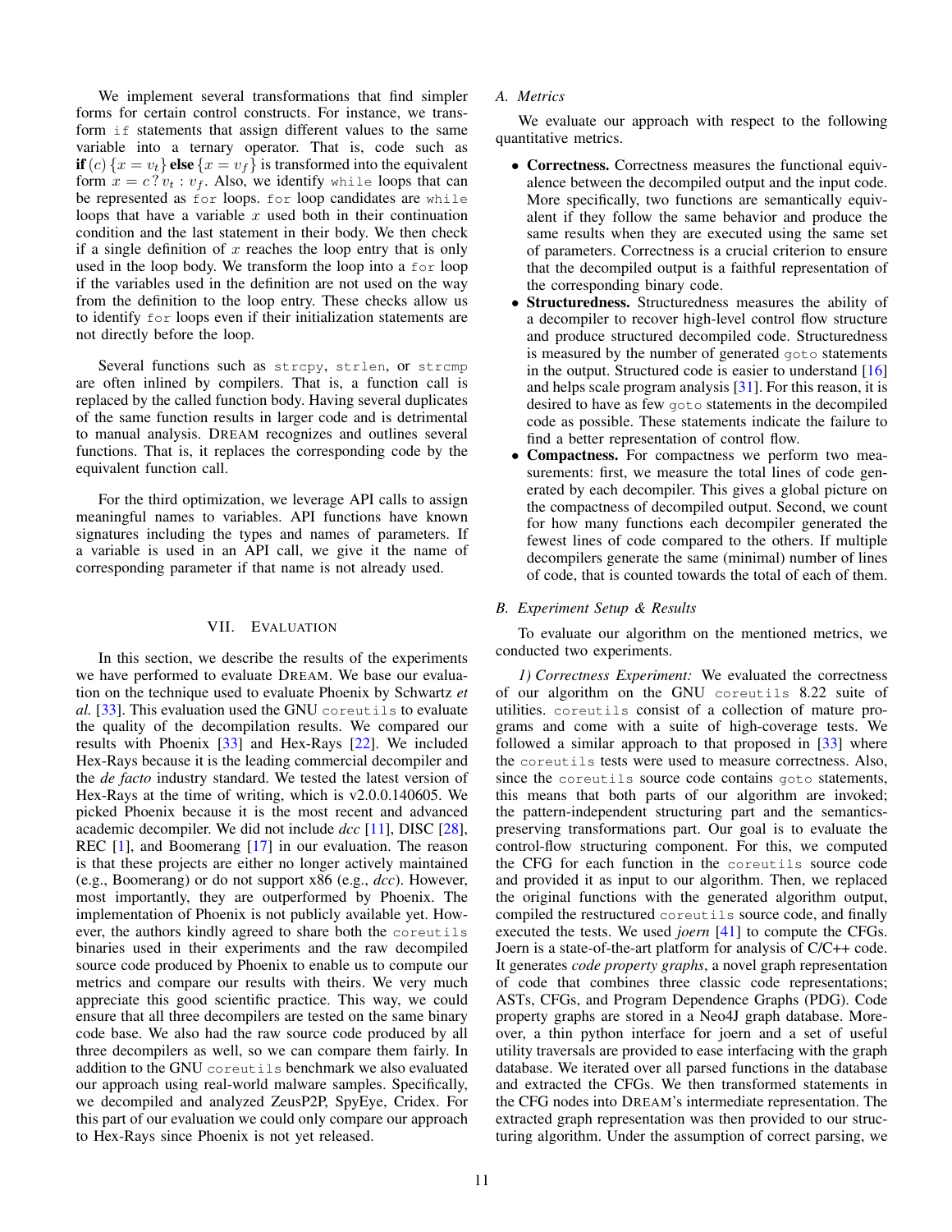We implement several transformations that find simpler forms for certain control constructs. For instance, we transform `if` statements that assign different values to the same variable into a ternary operator. That is, code such as **if** $(c)\ \{x = v_t\}$ **else** $\{x = v_f\}$ is transformed into the equivalent form $x = c\,?\,v_t : v_f$. Also, we identify `while` loops that can be represented as `for` loops. `for` loop candidates are `while` loops that have a variable $x$ used both in their continuation condition and the last statement in their body. We then check if a single definition of $x$ reaches the loop entry that is only used in the loop body. We transform the loop into a `for` loop if the variables used in the definition are not used on the way from the definition to the loop entry. These checks allow us to identify `for` loops even if their initialization statements are not directly before the loop.

Several functions such as `strcpy`, `strlen`, or `strcmp` are often inlined by compilers. That is, a function call is replaced by the called function body. Having several duplicates of the same function results in larger code and is detrimental to manual analysis. DREAM recognizes and outlines several functions. That is, it replaces the corresponding code by the equivalent function call.

For the third optimization, we leverage API calls to assign meaningful names to variables. API functions have known signatures including the types and names of parameters. If a variable is used in an API call, we give it the name of corresponding parameter if that name is not already used.

## VII. EVALUATION

In this section, we describe the results of the experiments we have performed to evaluate DREAM. We base our evaluation on the technique used to evaluate Phoenix by Schwartz *et al.* [33]. This evaluation used the GNU `coreutils` to evaluate the quality of the decompilation results. We compared our results with Phoenix [33] and Hex-Rays [22]. We included Hex-Rays because it is the leading commercial decompiler and the *de facto* industry standard. We tested the latest version of Hex-Rays at the time of writing, which is v2.0.0.140605. We picked Phoenix because it is the most recent and advanced academic decompiler. We did not include *dcc* [11], DISC [28], REC [1], and Boomerang [17] in our evaluation. The reason is that these projects are either no longer actively maintained (e.g., Boomerang) or do not support x86 (e.g., *dcc*). However, most importantly, they are outperformed by Phoenix. The implementation of Phoenix is not publicly available yet. However, the authors kindly agreed to share both the `coreutils` binaries used in their experiments and the raw decompiled source code produced by Phoenix to enable us to compute our metrics and compare our results with theirs. We very much appreciate this good scientific practice. This way, we could ensure that all three decompilers are tested on the same binary code base. We also had the raw source code produced by all three decompilers as well, so we can compare them fairly. In addition to the GNU `coreutils` benchmark we also evaluated our approach using real-world malware samples. Specifically, we decompiled and analyzed ZeusP2P, SpyEye, Cridex. For this part of our evaluation we could only compare our approach to Hex-Rays since Phoenix is not yet released.

### A. Metrics

We evaluate our approach with respect to the following quantitative metrics.

- **Correctness.** Correctness measures the functional equivalence between the decompiled output and the input code. More specifically, two functions are semantically equivalent if they follow the same behavior and produce the same results when they are executed using the same set of parameters. Correctness is a crucial criterion to ensure that the decompiled output is a faithful representation of the corresponding binary code.
- **Structuredness.** Structuredness measures the ability of a decompiler to recover high-level control flow structure and produce structured decompiled code. Structuredness is measured by the number of generated `goto` statements in the output. Structured code is easier to understand [16] and helps scale program analysis [31]. For this reason, it is desired to have as few `goto` statements in the decompiled code as possible. These statements indicate the failure to find a better representation of control flow.
- **Compactness.** For compactness we perform two measurements: first, we measure the total lines of code generated by each decompiler. This gives a global picture on the compactness of decompiled output. Second, we count for how many functions each decompiler generated the fewest lines of code compared to the others. If multiple decompilers generate the same (minimal) number of lines of code, that is counted towards the total of each of them.

### B. Experiment Setup & Results

To evaluate our algorithm on the mentioned metrics, we conducted two experiments.

*1) Correctness Experiment:* We evaluated the correctness of our algorithm on the GNU `coreutils` 8.22 suite of utilities. `coreutils` consist of a collection of mature programs and come with a suite of high-coverage tests. We followed a similar approach to that proposed in [33] where the `coreutils` tests were used to measure correctness. Also, since the `coreutils` source code contains `goto` statements, this means that both parts of our algorithm are invoked; the pattern-independent structuring part and the semantics-preserving transformations part. Our goal is to evaluate the control-flow structuring component. For this, we computed the CFG for each function in the `coreutils` source code and provided it as input to our algorithm. Then, we replaced the original functions with the generated algorithm output, compiled the restructured `coreutils` source code, and finally executed the tests. We used *joern* [41] to compute the CFGs. Joern is a state-of-the-art platform for analysis of C/C++ code. It generates *code property graphs*, a novel graph representation of code that combines three classic code representations; ASTs, CFGs, and Program Dependence Graphs (PDG). Code property graphs are stored in a Neo4J graph database. Moreover, a thin python interface for joern and a set of useful utility traversals are provided to ease interfacing with the graph database. We iterated over all parsed functions in the database and extracted the CFGs. We then transformed statements in the CFG nodes into DREAM's intermediate representation. The extracted graph representation was then provided to our structuring algorithm. Under the assumption of correct parsing, we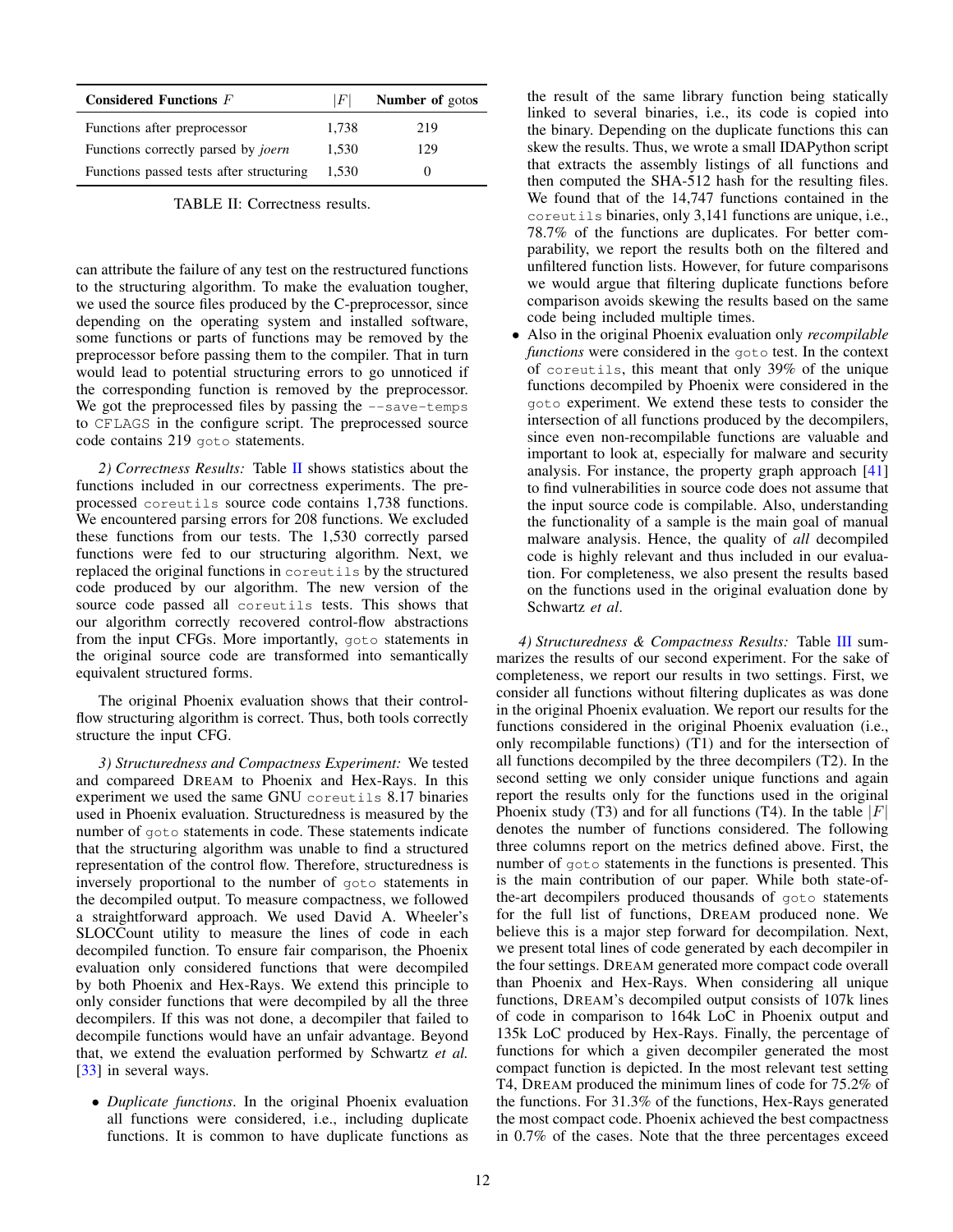| **Considered Functions** $F$ | $\|F\|$ | **Number of** gotos |
|---|---|---|
| Functions after preprocessor | 1,738 | 219 |
| Functions correctly parsed by *joern* | 1,530 | 129 |
| Functions passed tests after structuring | 1,530 | 0 |

TABLE II: Correctness results.

can attribute the failure of any test on the restructured functions to the structuring algorithm. To make the evaluation tougher, we used the source files produced by the C-preprocessor, since depending on the operating system and installed software, some functions or parts of functions may be removed by the preprocessor before passing them to the compiler. That in turn would lead to potential structuring errors to go unnoticed if the corresponding function is removed by the preprocessor. We got the preprocessed files by passing the `--save-temps` to `CFLAGS` in the configure script. The preprocessed source code contains 219 `goto` statements.

*2) Correctness Results:* Table II shows statistics about the functions included in our correctness experiments. The preprocessed `coreutils` source code contains 1,738 functions. We encountered parsing errors for 208 functions. We excluded these functions from our tests. The 1,530 correctly parsed functions were fed to our structuring algorithm. Next, we replaced the original functions in `coreutils` by the structured code produced by our algorithm. The new version of the source code passed all `coreutils` tests. This shows that our algorithm correctly recovered control-flow abstractions from the input CFGs. More importantly, `goto` statements in the original source code are transformed into semantically equivalent structured forms.

The original Phoenix evaluation shows that their control-flow structuring algorithm is correct. Thus, both tools correctly structure the input CFG.

*3) Structuredness and Compactness Experiment:* We tested and compareed DREAM to Phoenix and Hex-Rays. In this experiment we used the same GNU `coreutils` 8.17 binaries used in Phoenix evaluation. Structuredness is measured by the number of `goto` statements in code. These statements indicate that the structuring algorithm was unable to find a structured representation of the control flow. Therefore, structuredness is inversely proportional to the number of `goto` statements in the decompiled output. To measure compactness, we followed a straightforward approach. We used David A. Wheeler's SLOCCount utility to measure the lines of code in each decompiled function. To ensure fair comparison, the Phoenix evaluation only considered functions that were decompiled by both Phoenix and Hex-Rays. We extend this principle to only consider functions that were decompiled by all the three decompilers. If this was not done, a decompiler that failed to decompile functions would have an unfair advantage. Beyond that, we extend the evaluation performed by Schwartz *et al.* [33] in several ways.

- *Duplicate functions*. In the original Phoenix evaluation all functions were considered, i.e., including duplicate functions. It is common to have duplicate functions as the result of the same library function being statically linked to several binaries, i.e., its code is copied into the binary. Depending on the duplicate functions this can skew the results. Thus, we wrote a small IDAPython script that extracts the assembly listings of all functions and then computed the SHA-512 hash for the resulting files. We found that of the 14,747 functions contained in the `coreutils` binaries, only 3,141 functions are unique, i.e., 78.7% of the functions are duplicates. For better comparability, we report the results both on the filtered and unfiltered function lists. However, for future comparisons we would argue that filtering duplicate functions before comparison avoids skewing the results based on the same code being included multiple times.
- Also in the original Phoenix evaluation only *recompilable functions* were considered in the `goto` test. In the context of `coreutils`, this meant that only 39% of the unique functions decompiled by Phoenix were considered in the `goto` experiment. We extend these tests to consider the intersection of all functions produced by the decompilers, since even non-recompilable functions are valuable and important to look at, especially for malware and security analysis. For instance, the property graph approach [41] to find vulnerabilities in source code does not assume that the input source code is compilable. Also, understanding the functionality of a sample is the main goal of manual malware analysis. Hence, the quality of *all* decompiled code is highly relevant and thus included in our evaluation. For completeness, we also present the results based on the functions used in the original evaluation done by Schwartz *et al*.

*4) Structuredness & Compactness Results:* Table III summarizes the results of our second experiment. For the sake of completeness, we report our results in two settings. First, we consider all functions without filtering duplicates as was done in the original Phoenix evaluation. We report our results for the functions considered in the original Phoenix evaluation (i.e., only recompilable functions) (T1) and for the intersection of all functions decompiled by the three decompilers (T2). In the second setting we only consider unique functions and again report the results only for the functions used in the original Phoenix study (T3) and for all functions (T4). In the table $|F|$ denotes the number of functions considered. The following three columns report on the metrics defined above. First, the number of `goto` statements in the functions is presented. This is the main contribution of our paper. While both state-of-the-art decompilers produced thousands of `goto` statements for the full list of functions, DREAM produced none. We believe this is a major step forward for decompilation. Next, we present total lines of code generated by each decompiler in the four settings. DREAM generated more compact code overall than Phoenix and Hex-Rays. When considering all unique functions, DREAM's decompiled output consists of 107k lines of code in comparison to 164k LoC in Phoenix output and 135k LoC produced by Hex-Rays. Finally, the percentage of functions for which a given decompiler generated the most compact function is depicted. In the most relevant test setting T4, DREAM produced the minimum lines of code for 75.2% of the functions. For 31.3% of the functions, Hex-Rays generated the most compact code. Phoenix achieved the best compactness in 0.7% of the cases. Note that the three percentages exceed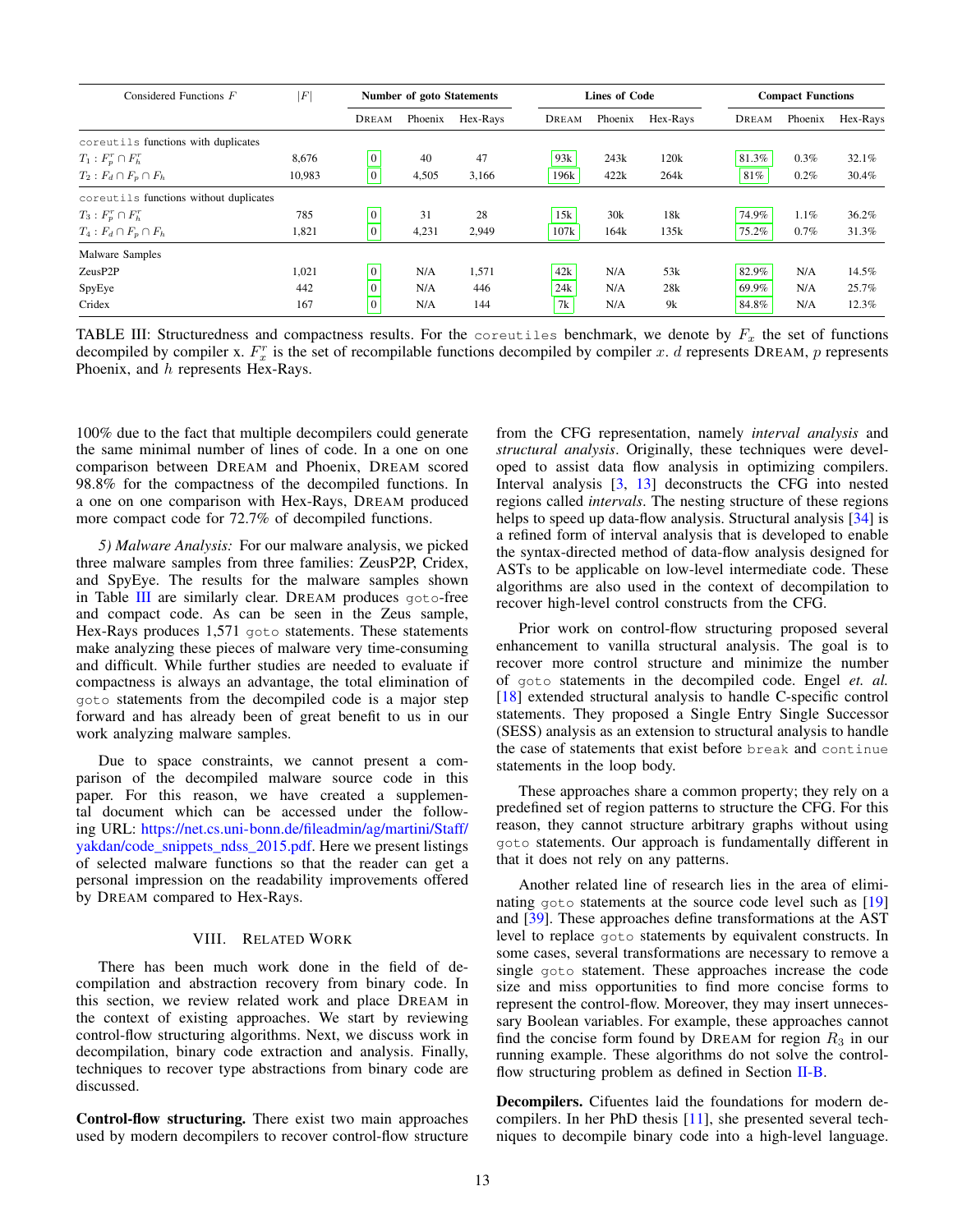| Considered Functions $F$ | $\|F\|$ | Number of goto Statements | | | Lines of Code | | | Compact Functions | | |
|---|---|---|---|---|---|---|---|---|---|---|
| | | DREAM | Phoenix | Hex-Rays | DREAM | Phoenix | Hex-Rays | DREAM | Phoenix | Hex-Rays |
| `coreutils` functions with duplicates | | | | | | | | | | |
| $T_1 : F_p^r \cap F_h^r$ | 8,676 | 0 | 40 | 47 | 93k | 243k | 120k | 81.3% | 0.3% | 32.1% |
| $T_2 : F_d \cap F_p \cap F_h$ | 10,983 | 0 | 4,505 | 3,166 | 196k | 422k | 264k | 81% | 0.2% | 30.4% |
| `coreutils` functions without duplicates | | | | | | | | | | |
| $T_3 : F_p^r \cap F_h^r$ | 785 | 0 | 31 | 28 | 15k | 30k | 18k | 74.9% | 1.1% | 36.2% |
| $T_4 : F_d \cap F_p \cap F_h$ | 1,821 | 0 | 4,231 | 2,949 | 107k | 164k | 135k | 75.2% | 0.7% | 31.3% |
| Malware Samples | | | | | | | | | | |
| ZeusP2P | 1,021 | 0 | N/A | 1,571 | 42k | N/A | 53k | 82.9% | N/A | 14.5% |
| SpyEye | 442 | 0 | N/A | 446 | 24k | N/A | 28k | 69.9% | N/A | 25.7% |
| Cridex | 167 | 0 | N/A | 144 | 7k | N/A | 9k | 84.8% | N/A | 12.3% |

TABLE III: Structuredness and compactness results. For the `coreutiles` benchmark, we denote by $F_x$ the set of functions decompiled by compiler x. $F_x^r$ is the set of recompilable functions decompiled by compiler $x$. $d$ represents DREAM, $p$ represents Phoenix, and $h$ represents Hex-Rays.

100% due to the fact that multiple decompilers could generate the same minimal number of lines of code. In a one on one comparison between DREAM and Phoenix, DREAM scored 98.8% for the compactness of the decompiled functions. In a one on one comparison with Hex-Rays, DREAM produced more compact code for 72.7% of decompiled functions.

*5) Malware Analysis:* For our malware analysis, we picked three malware samples from three families: ZeusP2P, Cridex, and SpyEye. The results for the malware samples shown in Table III are similarly clear. DREAM produces `goto`-free and compact code. As can be seen in the Zeus sample, Hex-Rays produces 1,571 `goto` statements. These statements make analyzing these pieces of malware very time-consuming and difficult. While further studies are needed to evaluate if compactness is always an advantage, the total elimination of `goto` statements from the decompiled code is a major step forward and has already been of great benefit to us in our work analyzing malware samples.

Due to space constraints, we cannot present a comparison of the decompiled malware source code in this paper. For this reason, we have created a supplemental document which can be accessed under the following URL: https://net.cs.uni-bonn.de/fileadmin/ag/martini/Staff/yakdan/code_snippets_ndss_2015.pdf. Here we present listings of selected malware functions so that the reader can get a personal impression on the readability improvements offered by DREAM compared to Hex-Rays.

## VIII. RELATED WORK

There has been much work done in the field of decompilation and abstraction recovery from binary code. In this section, we review related work and place DREAM in the context of existing approaches. We start by reviewing control-flow structuring algorithms. Next, we discuss work in decompilation, binary code extraction and analysis. Finally, techniques to recover type abstractions from binary code are discussed.

**Control-flow structuring.** There exist two main approaches used by modern decompilers to recover control-flow structure from the CFG representation, namely *interval analysis* and *structural analysis*. Originally, these techniques were developed to assist data flow analysis in optimizing compilers. Interval analysis [3, 13] deconstructs the CFG into nested regions called *intervals*. The nesting structure of these regions helps to speed up data-flow analysis. Structural analysis [34] is a refined form of interval analysis that is developed to enable the syntax-directed method of data-flow analysis designed for ASTs to be applicable on low-level intermediate code. These algorithms are also used in the context of decompilation to recover high-level control constructs from the CFG.

Prior work on control-flow structuring proposed several enhancement to vanilla structural analysis. The goal is to recover more control structure and minimize the number of `goto` statements in the decompiled code. Engel *et. al.* [18] extended structural analysis to handle C-specific control statements. They proposed a Single Entry Single Successor (SESS) analysis as an extension to structural analysis to handle the case of statements that exist before `break` and `continue` statements in the loop body.

These approaches share a common property; they rely on a predefined set of region patterns to structure the CFG. For this reason, they cannot structure arbitrary graphs without using `goto` statements. Our approach is fundamentally different in that it does not rely on any patterns.

Another related line of research lies in the area of eliminating `goto` statements at the source code level such as [19] and [39]. These approaches define transformations at the AST level to replace `goto` statements by equivalent constructs. In some cases, several transformations are necessary to remove a single `goto` statement. These approaches increase the code size and miss opportunities to find more concise forms to represent the control-flow. Moreover, they may insert unnecessary Boolean variables. For example, these approaches cannot find the concise form found by DREAM for region $R_3$ in our running example. These algorithms do not solve the control-flow structuring problem as defined in Section II-B.

**Decompilers.** Cifuentes laid the foundations for modern decompilers. In her PhD thesis [11], she presented several techniques to decompile binary code into a high-level language.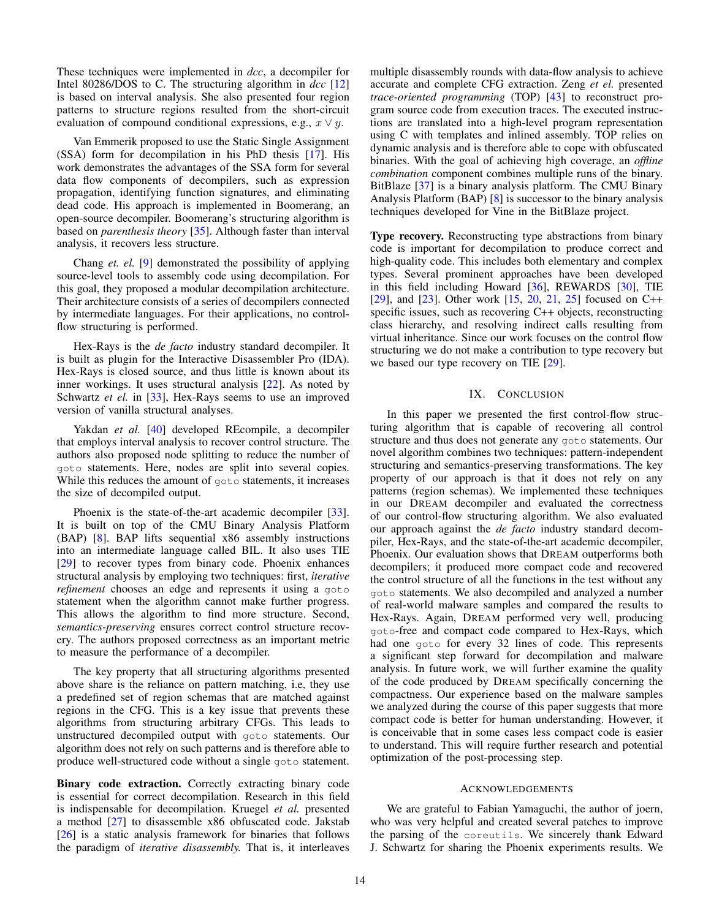These techniques were implemented in *dcc*, a decompiler for Intel 80286/DOS to C. The structuring algorithm in *dcc* [12] is based on interval analysis. She also presented four region patterns to structure regions resulted from the short-circuit evaluation of compound conditional expressions, e.g., $x \vee y$.

Van Emmerik proposed to use the Static Single Assignment (SSA) form for decompilation in his PhD thesis [17]. His work demonstrates the advantages of the SSA form for several data flow components of decompilers, such as expression propagation, identifying function signatures, and eliminating dead code. His approach is implemented in Boomerang, an open-source decompiler. Boomerang's structuring algorithm is based on *parenthesis theory* [35]. Although faster than interval analysis, it recovers less structure.

Chang *et. el.* [9] demonstrated the possibility of applying source-level tools to assembly code using decompilation. For this goal, they proposed a modular decompilation architecture. Their architecture consists of a series of decompilers connected by intermediate languages. For their applications, no control-flow structuring is performed.

Hex-Rays is the *de facto* industry standard decompiler. It is built as plugin for the Interactive Disassembler Pro (IDA). Hex-Rays is closed source, and thus little is known about its inner workings. It uses structural analysis [22]. As noted by Schwartz *et el.* in [33], Hex-Rays seems to use an improved version of vanilla structural analyses.

Yakdan *et al.* [40] developed REcompile, a decompiler that employs interval analysis to recover control structure. The authors also proposed node splitting to reduce the number of `goto` statements. Here, nodes are split into several copies. While this reduces the amount of `goto` statements, it increases the size of decompiled output.

Phoenix is the state-of-the-art academic decompiler [33]. It is built on top of the CMU Binary Analysis Platform (BAP) [8]. BAP lifts sequential x86 assembly instructions into an intermediate language called BIL. It also uses TIE [29] to recover types from binary code. Phoenix enhances structural analysis by employing two techniques: first, *iterative refinement* chooses an edge and represents it using a `goto` statement when the algorithm cannot make further progress. This allows the algorithm to find more structure. Second, *semantics-preserving* ensures correct control structure recovery. The authors proposed correctness as an important metric to measure the performance of a decompiler.

The key property that all structuring algorithms presented above share is the reliance on pattern matching, i.e, they use a predefined set of region schemas that are matched against regions in the CFG. This is a key issue that prevents these algorithms from structuring arbitrary CFGs. This leads to unstructured decompiled output with `goto` statements. Our algorithm does not rely on such patterns and is therefore able to produce well-structured code without a single `goto` statement.

**Binary code extraction.** Correctly extracting binary code is essential for correct decompilation. Research in this field is indispensable for decompilation. Kruegel *et al.* presented a method [27] to disassemble x86 obfuscated code. Jakstab [26] is a static analysis framework for binaries that follows the paradigm of *iterative disassembly.* That is, it interleaves multiple disassembly rounds with data-flow analysis to achieve accurate and complete CFG extraction. Zeng *et el.* presented *trace-oriented programming* (TOP) [43] to reconstruct program source code from execution traces. The executed instructions are translated into a high-level program representation using C with templates and inlined assembly. TOP relies on dynamic analysis and is therefore able to cope with obfuscated binaries. With the goal of achieving high coverage, an *offline combination* component combines multiple runs of the binary. BitBlaze [37] is a binary analysis platform. The CMU Binary Analysis Platform (BAP) [8] is successor to the binary analysis techniques developed for Vine in the BitBlaze project.

**Type recovery.** Reconstructing type abstractions from binary code is important for decompilation to produce correct and high-quality code. This includes both elementary and complex types. Several prominent approaches have been developed in this field including Howard [36], REWARDS [30], TIE [29], and [23]. Other work [15, 20, 21, 25] focused on C++ specific issues, such as recovering C++ objects, reconstructing class hierarchy, and resolving indirect calls resulting from virtual inheritance. Since our work focuses on the control flow structuring we do not make a contribution to type recovery but we based our type recovery on TIE [29].

## IX. Conclusion

In this paper we presented the first control-flow structuring algorithm that is capable of recovering all control structure and thus does not generate any `goto` statements. Our novel algorithm combines two techniques: pattern-independent structuring and semantics-preserving transformations. The key property of our approach is that it does not rely on any patterns (region schemas). We implemented these techniques in our DREAM decompiler and evaluated the correctness of our control-flow structuring algorithm. We also evaluated our approach against the *de facto* industry standard decompiler, Hex-Rays, and the state-of-the-art academic decompiler, Phoenix. Our evaluation shows that DREAM outperforms both decompilers; it produced more compact code and recovered the control structure of all the functions in the test without any `goto` statements. We also decompiled and analyzed a number of real-world malware samples and compared the results to Hex-Rays. Again, DREAM performed very well, producing `goto`-free and compact code compared to Hex-Rays, which had one `goto` for every 32 lines of code. This represents a significant step forward for decompilation and malware analysis. In future work, we will further examine the quality of the code produced by DREAM specifically concerning the compactness. Our experience based on the malware samples we analyzed during the course of this paper suggests that more compact code is better for human understanding. However, it is conceivable that in some cases less compact code is easier to understand. This will require further research and potential optimization of the post-processing step.

### Acknowledgements

We are grateful to Fabian Yamaguchi, the author of joern, who was very helpful and created several patches to improve the parsing of the `coreutils`. We sincerely thank Edward J. Schwartz for sharing the Phoenix experiments results. We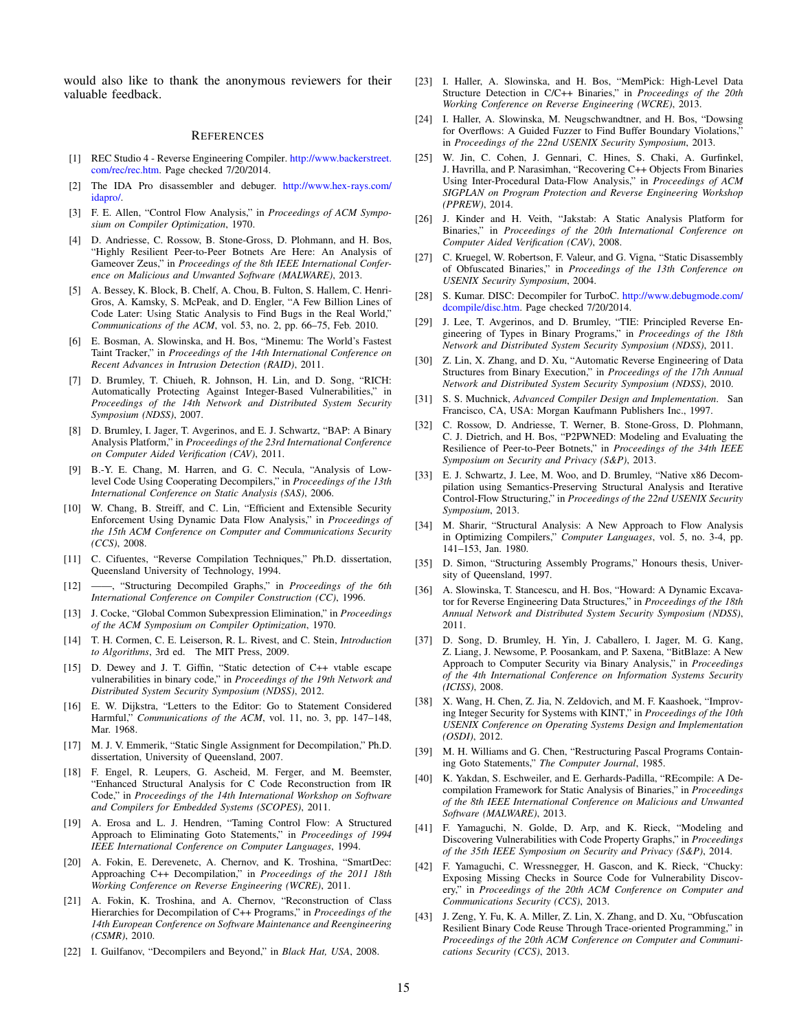would also like to thank the anonymous reviewers for their valuable feedback.

## References

[1] REC Studio 4 - Reverse Engineering Compiler. http://www.backerstreet.com/rec/rec.htm. Page checked 7/20/2014.

[2] The IDA Pro disassembler and debuger. http://www.hex-rays.com/idapro/.

[3] F. E. Allen, "Control Flow Analysis," in *Proceedings of ACM Symposium on Compiler Optimization*, 1970.

[4] D. Andriesse, C. Rossow, B. Stone-Gross, D. Plohmann, and H. Bos, "Highly Resilient Peer-to-Peer Botnets Are Here: An Analysis of Gameover Zeus," in *Proceedings of the 8th IEEE International Conference on Malicious and Unwanted Software (MALWARE)*, 2013.

[5] A. Bessey, K. Block, B. Chelf, A. Chou, B. Fulton, S. Hallem, C. Henri-Gros, A. Kamsky, S. McPeak, and D. Engler, "A Few Billion Lines of Code Later: Using Static Analysis to Find Bugs in the Real World," *Communications of the ACM*, vol. 53, no. 2, pp. 66–75, Feb. 2010.

[6] E. Bosman, A. Slowinska, and H. Bos, "Minemu: The World's Fastest Taint Tracker," in *Proceedings of the 14th International Conference on Recent Advances in Intrusion Detection (RAID)*, 2011.

[7] D. Brumley, T. Chiueh, R. Johnson, H. Lin, and D. Song, "RICH: Automatically Protecting Against Integer-Based Vulnerabilities," in *Proceedings of the 14th Network and Distributed System Security Symposium (NDSS)*, 2007.

[8] D. Brumley, I. Jager, T. Avgerinos, and E. J. Schwartz, "BAP: A Binary Analysis Platform," in *Proceedings of the 23rd International Conference on Computer Aided Verification (CAV)*, 2011.

[9] B.-Y. E. Chang, M. Harren, and G. C. Necula, "Analysis of Low-level Code Using Cooperating Decompilers," in *Proceedings of the 13th International Conference on Static Analysis (SAS)*, 2006.

[10] W. Chang, B. Streiff, and C. Lin, "Efficient and Extensible Security Enforcement Using Dynamic Data Flow Analysis," in *Proceedings of the 15th ACM Conference on Computer and Communications Security (CCS)*, 2008.

[11] C. Cifuentes, "Reverse Compilation Techniques," Ph.D. dissertation, Queensland University of Technology, 1994.

[12] ——, "Structuring Decompiled Graphs," in *Proceedings of the 6th International Conference on Compiler Construction (CC)*, 1996.

[13] J. Cocke, "Global Common Subexpression Elimination," in *Proceedings of the ACM Symposium on Compiler Optimization*, 1970.

[14] T. H. Cormen, C. E. Leiserson, R. L. Rivest, and C. Stein, *Introduction to Algorithms*, 3rd ed. The MIT Press, 2009.

[15] D. Dewey and J. T. Giffin, "Static detection of C++ vtable escape vulnerabilities in binary code," in *Proceedings of the 19th Network and Distributed System Security Symposium (NDSS)*, 2012.

[16] E. W. Dijkstra, "Letters to the Editor: Go to Statement Considered Harmful," *Communications of the ACM*, vol. 11, no. 3, pp. 147–148, Mar. 1968.

[17] M. J. V. Emmerik, "Static Single Assignment for Decompilation," Ph.D. dissertation, University of Queensland, 2007.

[18] F. Engel, R. Leupers, G. Ascheid, M. Ferger, and M. Beemster, "Enhanced Structural Analysis for C Code Reconstruction from IR Code," in *Proceedings of the 14th International Workshop on Software and Compilers for Embedded Systems (SCOPES)*, 2011.

[19] A. Erosa and L. J. Hendren, "Taming Control Flow: A Structured Approach to Eliminating Goto Statements," in *Proceedings of 1994 IEEE International Conference on Computer Languages*, 1994.

[20] A. Fokin, E. Derevenetc, A. Chernov, and K. Troshina, "SmartDec: Approaching C++ Decompilation," in *Proceedings of the 2011 18th Working Conference on Reverse Engineering (WCRE)*, 2011.

[21] A. Fokin, K. Troshina, and A. Chernov, "Reconstruction of Class Hierarchies for Decompilation of C++ Programs," in *Proceedings of the 14th European Conference on Software Maintenance and Reengineering (CSMR)*, 2010.

[22] I. Guilfanov, "Decompilers and Beyond," in *Black Hat, USA*, 2008.

[23] I. Haller, A. Slowinska, and H. Bos, "MemPick: High-Level Data Structure Detection in C/C++ Binaries," in *Proceedings of the 20th Working Conference on Reverse Engineering (WCRE)*, 2013.

[24] I. Haller, A. Slowinska, M. Neugschwandtner, and H. Bos, "Dowsing for Overflows: A Guided Fuzzer to Find Buffer Boundary Violations," in *Proceedings of the 22nd USENIX Security Symposium*, 2013.

[25] W. Jin, C. Cohen, J. Gennari, C. Hines, S. Chaki, A. Gurfinkel, J. Havrilla, and P. Narasimhan, "Recovering C++ Objects From Binaries Using Inter-Procedural Data-Flow Analysis," in *Proceedings of ACM SIGPLAN on Program Protection and Reverse Engineering Workshop (PPREW)*, 2014.

[26] J. Kinder and H. Veith, "Jakstab: A Static Analysis Platform for Binaries," in *Proceedings of the 20th International Conference on Computer Aided Verification (CAV)*, 2008.

[27] C. Kruegel, W. Robertson, F. Valeur, and G. Vigna, "Static Disassembly of Obfuscated Binaries," in *Proceedings of the 13th Conference on USENIX Security Symposium*, 2004.

[28] S. Kumar. DISC: Decompiler for TurboC. http://www.debugmode.com/dcompile/disc.htm. Page checked 7/20/2014.

[29] J. Lee, T. Avgerinos, and D. Brumley, "TIE: Principled Reverse Engineering of Types in Binary Programs," in *Proceedings of the 18th Network and Distributed System Security Symposium (NDSS)*, 2011.

[30] Z. Lin, X. Zhang, and D. Xu, "Automatic Reverse Engineering of Data Structures from Binary Execution," in *Proceedings of the 17th Annual Network and Distributed System Security Symposium (NDSS)*, 2010.

[31] S. S. Muchnick, *Advanced Compiler Design and Implementation*. San Francisco, CA, USA: Morgan Kaufmann Publishers Inc., 1997.

[32] C. Rossow, D. Andriesse, T. Werner, B. Stone-Gross, D. Plohmann, C. J. Dietrich, and H. Bos, "P2PWNED: Modeling and Evaluating the Resilience of Peer-to-Peer Botnets," in *Proceedings of the 34th IEEE Symposium on Security and Privacy (S&P)*, 2013.

[33] E. J. Schwartz, J. Lee, M. Woo, and D. Brumley, "Native x86 Decompilation using Semantics-Preserving Structural Analysis and Iterative Control-Flow Structuring," in *Proceedings of the 22nd USENIX Security Symposium*, 2013.

[34] M. Sharir, "Structural Analysis: A New Approach to Flow Analysis in Optimizing Compilers," *Computer Languages*, vol. 5, no. 3-4, pp. 141–153, Jan. 1980.

[35] D. Simon, "Structuring Assembly Programs," Honours thesis, University of Queensland, 1997.

[36] A. Slowinska, T. Stancescu, and H. Bos, "Howard: A Dynamic Excavator for Reverse Engineering Data Structures," in *Proceedings of the 18th Annual Network and Distributed System Security Symposium (NDSS)*, 2011.

[37] D. Song, D. Brumley, H. Yin, J. Caballero, I. Jager, M. G. Kang, Z. Liang, J. Newsome, P. Poosankam, and P. Saxena, "BitBlaze: A New Approach to Computer Security via Binary Analysis," in *Proceedings of the 4th International Conference on Information Systems Security (ICISS)*, 2008.

[38] X. Wang, H. Chen, Z. Jia, N. Zeldovich, and M. F. Kaashoek, "Improving Integer Security for Systems with KINT," in *Proceedings of the 10th USENIX Conference on Operating Systems Design and Implementation (OSDI)*, 2012.

[39] M. H. Williams and G. Chen, "Restructuring Pascal Programs Containing Goto Statements," *The Computer Journal*, 1985.

[40] K. Yakdan, S. Eschweiler, and E. Gerhards-Padilla, "REcompile: A Decompilation Framework for Static Analysis of Binaries," in *Proceedings of the 8th IEEE International Conference on Malicious and Unwanted Software (MALWARE)*, 2013.

[41] F. Yamaguchi, N. Golde, D. Arp, and K. Rieck, "Modeling and Discovering Vulnerabilities with Code Property Graphs," in *Proceedings of the 35th IEEE Symposium on Security and Privacy (S&P)*, 2014.

[42] F. Yamaguchi, C. Wressnegger, H. Gascon, and K. Rieck, "Chucky: Exposing Missing Checks in Source Code for Vulnerability Discovery," in *Proceedings of the 20th ACM Conference on Computer and Communications Security (CCS)*, 2013.

[43] J. Zeng, Y. Fu, K. A. Miller, Z. Lin, X. Zhang, and D. Xu, "Obfuscation Resilient Binary Code Reuse Through Trace-oriented Programming," in *Proceedings of the 20th ACM Conference on Computer and Communications Security (CCS)*, 2013.